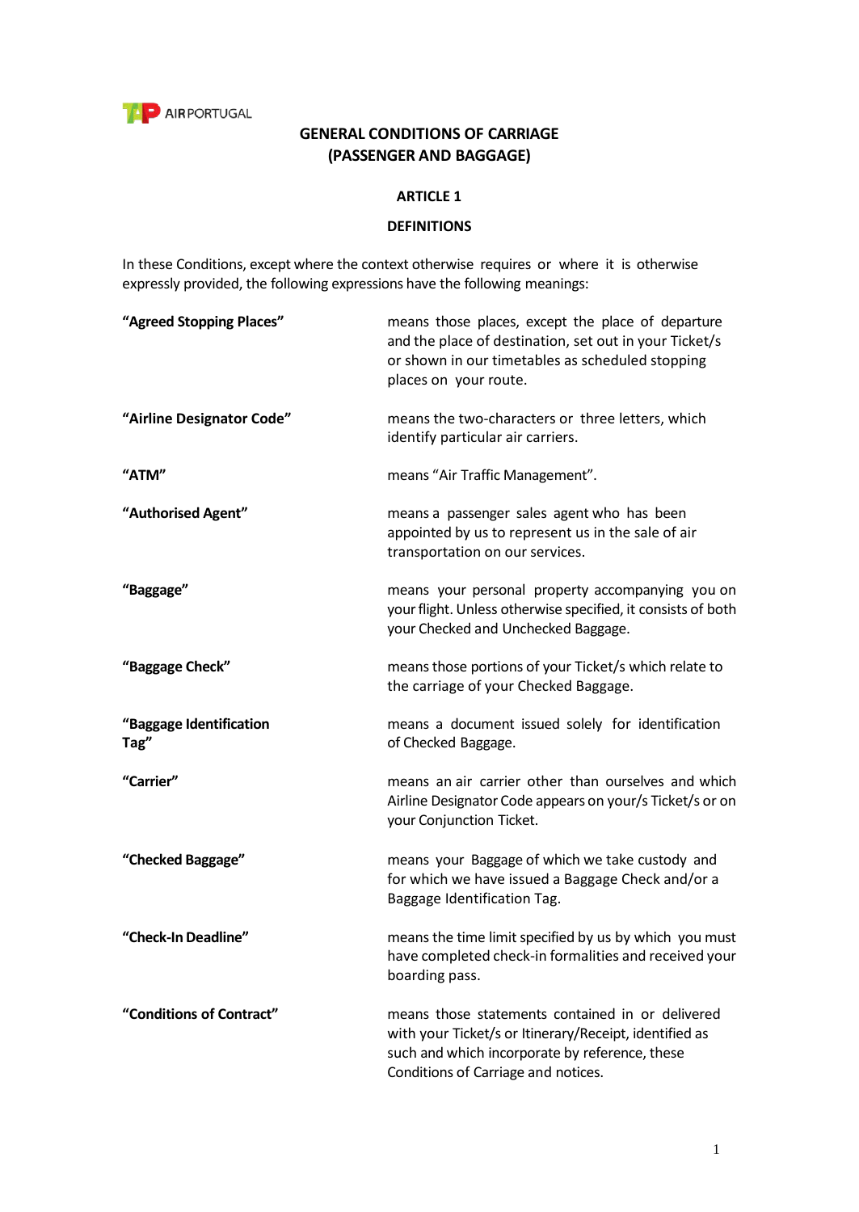# GENERAL CONDITIONS OF CARRIAGE (PASSENGER AND BAGGAGE)

## ARTICLE 1

## DEFINITIONS

In these Conditions, except where the context otherwise requires or where it is otherwise expressly provided, the following expressions have the following meanings:

| | |
|---|---|
| **"Agreed Stopping Places"** | means those places, except the place of departure and the place of destination, set out in your Ticket/s or shown in our timetables as scheduled stopping places on your route. |
| **"Airline Designator Code"** | means the two-characters or three letters, which identify particular air carriers. |
| **"ATM"** | means "Air Traffic Management". |
| **"Authorised Agent"** | means a passenger sales agent who has been appointed by us to represent us in the sale of air transportation on our services. |
| **"Baggage"** | means your personal property accompanying you on your flight. Unless otherwise specified, it consists of both your Checked and Unchecked Baggage. |
| **"Baggage Check"** | means those portions of your Ticket/s which relate to the carriage of your Checked Baggage. |
| **"Baggage Identification Tag"** | means a document issued solely for identification of Checked Baggage. |
| **"Carrier"** | means an air carrier other than ourselves and which Airline Designator Code appears on your/s Ticket/s or on your Conjunction Ticket. |
| **"Checked Baggage"** | means your Baggage of which we take custody and for which we have issued a Baggage Check and/or a Baggage Identification Tag. |
| **"Check-In Deadline"** | means the time limit specified by us by which you must have completed check-in formalities and received your boarding pass. |
| **"Conditions of Contract"** | means those statements contained in or delivered with your Ticket/s or Itinerary/Receipt, identified as such and which incorporate by reference, these Conditions of Carriage and notices. |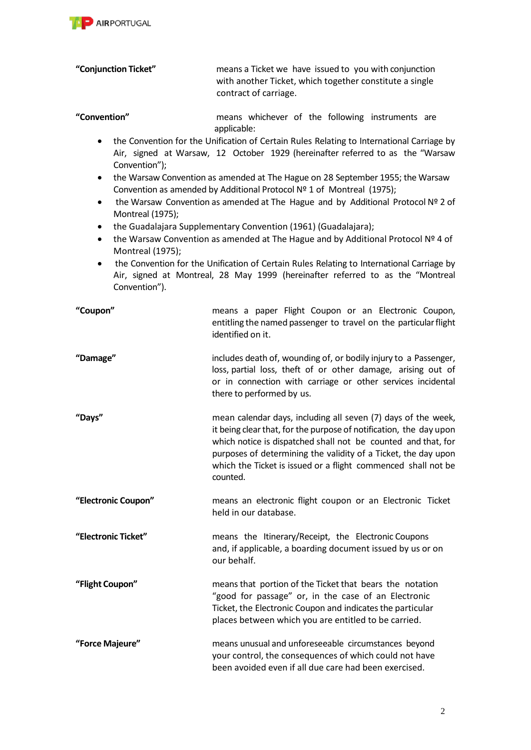**"Conjunction Ticket"** means a Ticket we have issued to you with conjunction with another Ticket, which together constitute a single contract of carriage.

**"Convention"** means whichever of the following instruments are applicable:

- the Convention for the Unification of Certain Rules Relating to International Carriage by Air, signed at Warsaw, 12 October 1929 (hereinafter referred to as the "Warsaw Convention");
- the Warsaw Convention as amended at The Hague on 28 September 1955; the Warsaw Convention as amended by Additional Protocol Nº 1 of Montreal (1975);
- the Warsaw Convention as amended at The Hague and by Additional Protocol Nº 2 of Montreal (1975);
- the Guadalajara Supplementary Convention (1961) (Guadalajara);
- the Warsaw Convention as amended at The Hague and by Additional Protocol Nº 4 of Montreal (1975);
- the Convention for the Unification of Certain Rules Relating to International Carriage by Air, signed at Montreal, 28 May 1999 (hereinafter referred to as the "Montreal Convention").

**"Coupon"** means a paper Flight Coupon or an Electronic Coupon, entitling the named passenger to travel on the particular flight identified on it.

**"Damage"** includes death of, wounding of, or bodily injury to a Passenger, loss, partial loss, theft of or other damage, arising out of or in connection with carriage or other services incidental there to performed by us.

**"Days"** mean calendar days, including all seven (7) days of the week, it being clear that, for the purpose of notification, the day upon which notice is dispatched shall not be counted and that, for purposes of determining the validity of a Ticket, the day upon which the Ticket is issued or a flight commenced shall not be counted.

**"Electronic Coupon"** means an electronic flight coupon or an Electronic Ticket held in our database.

**"Electronic Ticket"** means the Itinerary/Receipt, the Electronic Coupons and, if applicable, a boarding document issued by us or on our behalf.

**"Flight Coupon"** means that portion of the Ticket that bears the notation "good for passage" or, in the case of an Electronic Ticket, the Electronic Coupon and indicates the particular places between which you are entitled to be carried.

**"Force Majeure"** means unusual and unforeseeable circumstances beyond your control, the consequences of which could not have been avoided even if all due care had been exercised.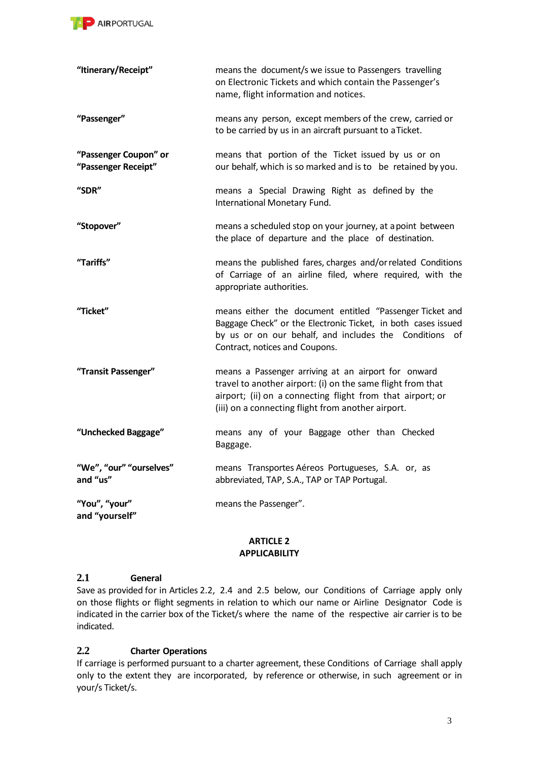| | |
|---|---|
| **"Itinerary/Receipt"** | means the document/s we issue to Passengers travelling on Electronic Tickets and which contain the Passenger's name, flight information and notices. |
| **"Passenger"** | means any person, except members of the crew, carried or to be carried by us in an aircraft pursuant to a Ticket. |
| **"Passenger Coupon" or "Passenger Receipt"** | means that portion of the Ticket issued by us or on our behalf, which is so marked and is to be retained by you. |
| **"SDR"** | means a Special Drawing Right as defined by the International Monetary Fund. |
| **"Stopover"** | means a scheduled stop on your journey, at a point between the place of departure and the place of destination. |
| **"Tariffs"** | means the published fares, charges and/or related Conditions of Carriage of an airline filed, where required, with the appropriate authorities. |
| **"Ticket"** | means either the document entitled "Passenger Ticket and Baggage Check" or the Electronic Ticket, in both cases issued by us or on our behalf, and includes the Conditions of Contract, notices and Coupons. |
| **"Transit Passenger"** | means a Passenger arriving at an airport for onward travel to another airport: (i) on the same flight from that airport; (ii) on a connecting flight from that airport; or (iii) on a connecting flight from another airport. |
| **"Unchecked Baggage"** | means any of your Baggage other than Checked Baggage. |
| **"We", "our" "ourselves" and "us"** | means Transportes Aéreos Portugueses, S.A. or, as abbreviated, TAP, S.A., TAP or TAP Portugal. |
| **"You", "your" and "yourself"** | means the Passenger". |

## ARTICLE 2
## APPLICABILITY

### 2.1 General

Save as provided for in Articles 2.2, 2.4 and 2.5 below, our Conditions of Carriage apply only on those flights or flight segments in relation to which our name or Airline Designator Code is indicated in the carrier box of the Ticket/s where the name of the respective air carrier is to be indicated.

### 2.2 Charter Operations

If carriage is performed pursuant to a charter agreement, these Conditions of Carriage shall apply only to the extent they are incorporated, by reference or otherwise, in such agreement or in your/s Ticket/s.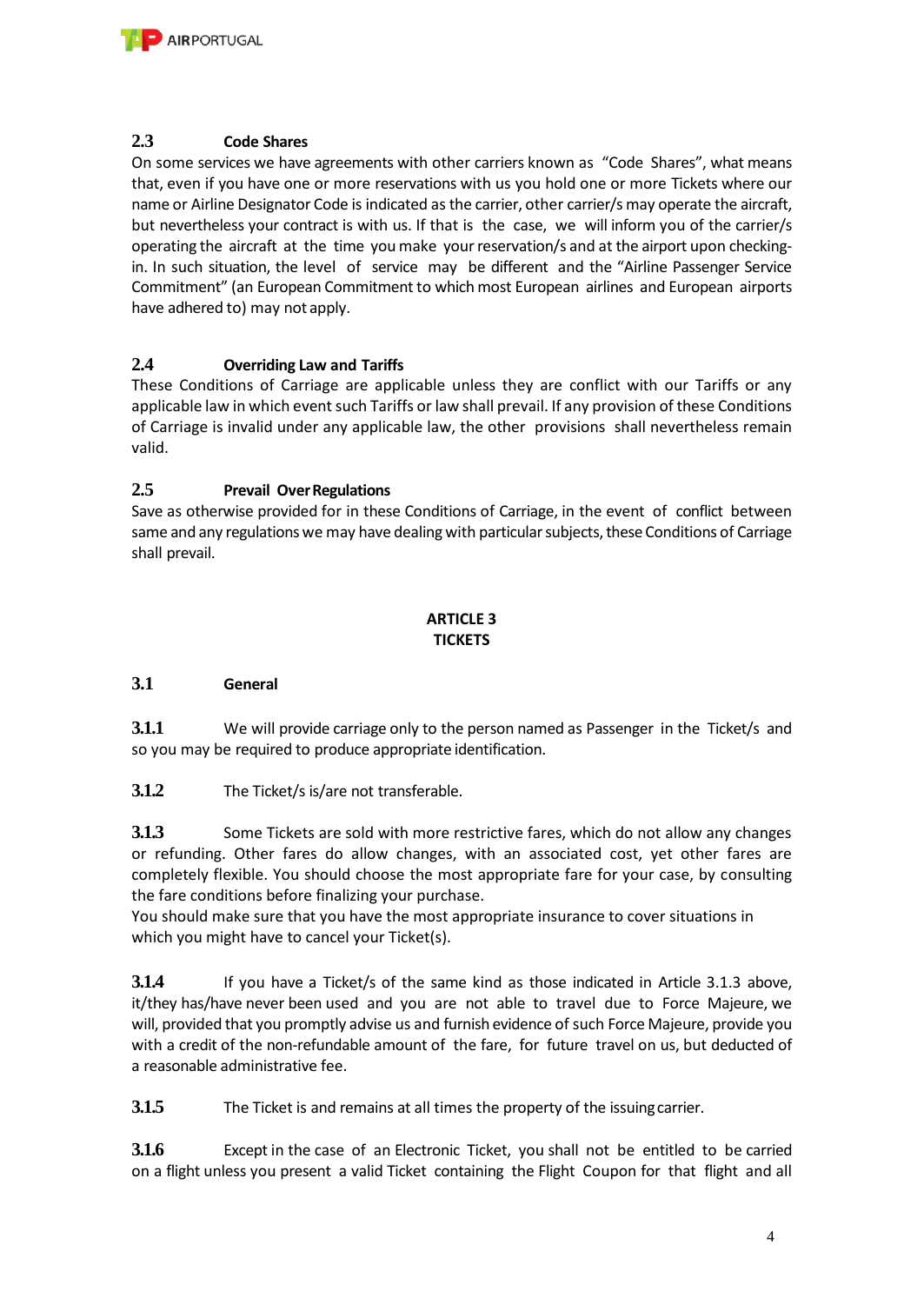### 2.3 Code Shares

On some services we have agreements with other carriers known as "Code Shares", what means that, even if you have one or more reservations with us you hold one or more Tickets where our name or Airline Designator Code is indicated as the carrier, other carrier/s may operate the aircraft, but nevertheless your contract is with us. If that is the case, we will inform you of the carrier/s operating the aircraft at the time you make your reservation/s and at the airport upon checking-in. In such situation, the level of service may be different and the "Airline Passenger Service Commitment" (an European Commitment to which most European airlines and European airports have adhered to) may not apply.

### 2.4 Overriding Law and Tariffs

These Conditions of Carriage are applicable unless they are conflict with our Tariffs or any applicable law in which event such Tariffs or law shall prevail. If any provision of these Conditions of Carriage is invalid under any applicable law, the other provisions shall nevertheless remain valid.

### 2.5 Prevail Over Regulations

Save as otherwise provided for in these Conditions of Carriage, in the event of conflict between same and any regulations we may have dealing with particular subjects, these Conditions of Carriage shall prevail.

## ARTICLE 3
## TICKETS

### 3.1 General

**3.1.1** We will provide carriage only to the person named as Passenger in the Ticket/s and so you may be required to produce appropriate identification.

**3.1.2** The Ticket/s is/are not transferable.

**3.1.3** Some Tickets are sold with more restrictive fares, which do not allow any changes or refunding. Other fares do allow changes, with an associated cost, yet other fares are completely flexible. You should choose the most appropriate fare for your case, by consulting the fare conditions before finalizing your purchase.
You should make sure that you have the most appropriate insurance to cover situations in which you might have to cancel your Ticket(s).

**3.1.4** If you have a Ticket/s of the same kind as those indicated in Article 3.1.3 above, it/they has/have never been used and you are not able to travel due to Force Majeure, we will, provided that you promptly advise us and furnish evidence of such Force Majeure, provide you with a credit of the non-refundable amount of the fare, for future travel on us, but deducted of a reasonable administrative fee.

**3.1.5** The Ticket is and remains at all times the property of the issuing carrier.

**3.1.6** Except in the case of an Electronic Ticket, you shall not be entitled to be carried on a flight unless you present a valid Ticket containing the Flight Coupon for that flight and all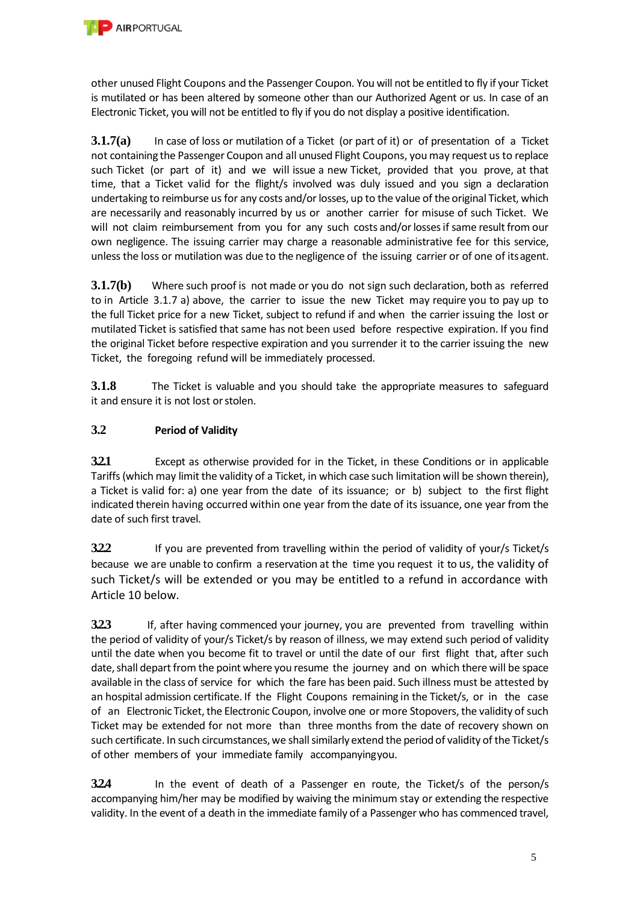other unused Flight Coupons and the Passenger Coupon. You will not be entitled to fly if your Ticket is mutilated or has been altered by someone other than our Authorized Agent or us. In case of an Electronic Ticket, you will not be entitled to fly if you do not display a positive identification.

**3.1.7(a)** In case of loss or mutilation of a Ticket (or part of it) or of presentation of a Ticket not containing the Passenger Coupon and all unused Flight Coupons, you may request us to replace such Ticket (or part of it) and we will issue a new Ticket, provided that you prove, at that time, that a Ticket valid for the flight/s involved was duly issued and you sign a declaration undertaking to reimburse us for any costs and/or losses, up to the value of the original Ticket, which are necessarily and reasonably incurred by us or another carrier for misuse of such Ticket. We will not claim reimbursement from you for any such costs and/or losses if same result from our own negligence. The issuing carrier may charge a reasonable administrative fee for this service, unless the loss or mutilation was due to the negligence of the issuing carrier or of one of its agent.

**3.1.7(b)** Where such proof is not made or you do not sign such declaration, both as referred to in Article 3.1.7 a) above, the carrier to issue the new Ticket may require you to pay up to the full Ticket price for a new Ticket, subject to refund if and when the carrier issuing the lost or mutilated Ticket is satisfied that same has not been used before respective expiration. If you find the original Ticket before respective expiration and you surrender it to the carrier issuing the new Ticket, the foregoing refund will be immediately processed.

**3.1.8** The Ticket is valuable and you should take the appropriate measures to safeguard it and ensure it is not lost or stolen.

### 3.2 Period of Validity

**3.2.1** Except as otherwise provided for in the Ticket, in these Conditions or in applicable Tariffs (which may limit the validity of a Ticket, in which case such limitation will be shown therein), a Ticket is valid for: a) one year from the date of its issuance; or b) subject to the first flight indicated therein having occurred within one year from the date of its issuance, one year from the date of such first travel.

**3.2.2** If you are prevented from travelling within the period of validity of your/s Ticket/s because we are unable to confirm a reservation at the time you request it to us, the validity of such Ticket/s will be extended or you may be entitled to a refund in accordance with Article 10 below.

**3.2.3** If, after having commenced your journey, you are prevented from travelling within the period of validity of your/s Ticket/s by reason of illness, we may extend such period of validity until the date when you become fit to travel or until the date of our first flight that, after such date, shall depart from the point where you resume the journey and on which there will be space available in the class of service for which the fare has been paid. Such illness must be attested by an hospital admission certificate. If the Flight Coupons remaining in the Ticket/s, or in the case of an Electronic Ticket, the Electronic Coupon, involve one or more Stopovers, the validity of such Ticket may be extended for not more than three months from the date of recovery shown on such certificate. In such circumstances, we shall similarly extend the period of validity of the Ticket/s of other members of your immediate family accompanying you.

**3.2.4** In the event of death of a Passenger en route, the Ticket/s of the person/s accompanying him/her may be modified by waiving the minimum stay or extending the respective validity. In the event of a death in the immediate family of a Passenger who has commenced travel,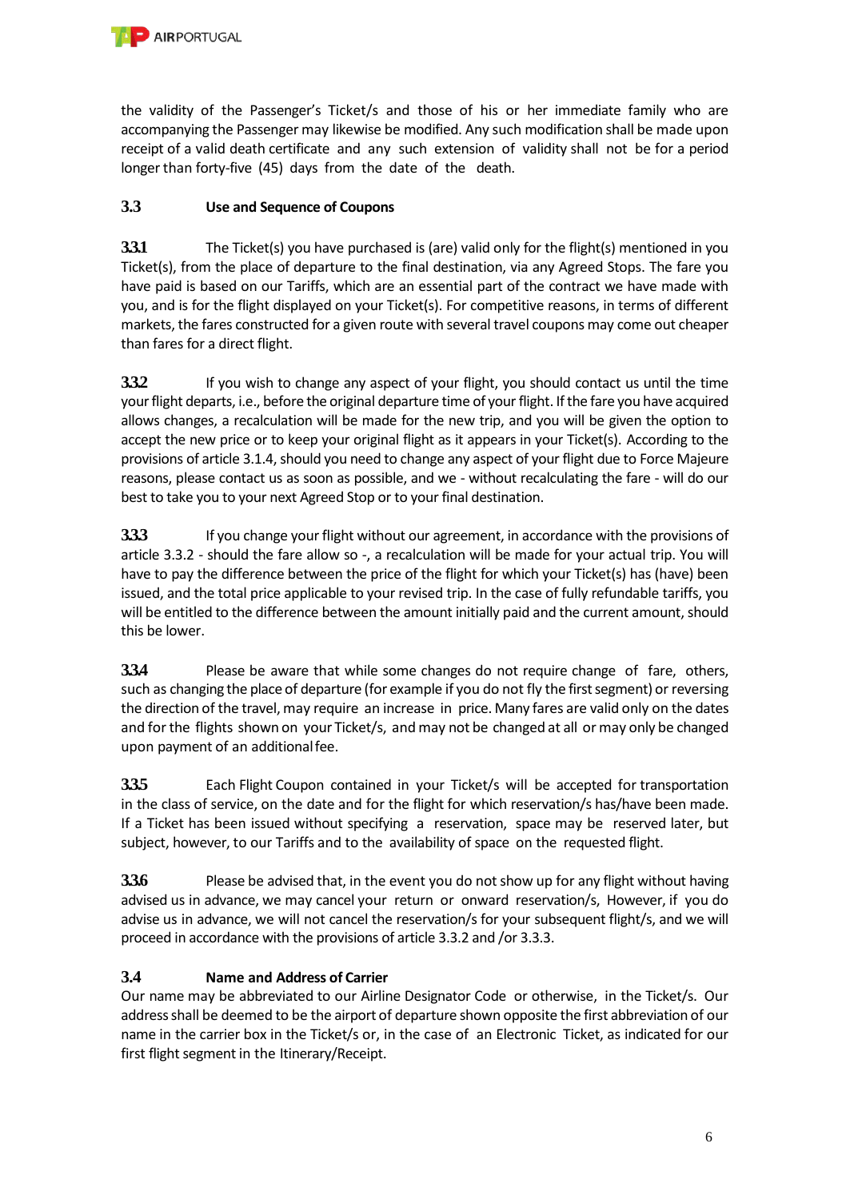the validity of the Passenger's Ticket/s and those of his or her immediate family who are accompanying the Passenger may likewise be modified. Any such modification shall be made upon receipt of a valid death certificate and any such extension of validity shall not be for a period longer than forty-five (45) days from the date of the death.

### 3.3 Use and Sequence of Coupons

**3.3.1** The Ticket(s) you have purchased is (are) valid only for the flight(s) mentioned in you Ticket(s), from the place of departure to the final destination, via any Agreed Stops. The fare you have paid is based on our Tariffs, which are an essential part of the contract we have made with you, and is for the flight displayed on your Ticket(s). For competitive reasons, in terms of different markets, the fares constructed for a given route with several travel coupons may come out cheaper than fares for a direct flight.

**3.3.2** If you wish to change any aspect of your flight, you should contact us until the time your flight departs, i.e., before the original departure time of your flight. If the fare you have acquired allows changes, a recalculation will be made for the new trip, and you will be given the option to accept the new price or to keep your original flight as it appears in your Ticket(s). According to the provisions of article 3.1.4, should you need to change any aspect of your flight due to Force Majeure reasons, please contact us as soon as possible, and we - without recalculating the fare - will do our best to take you to your next Agreed Stop or to your final destination.

**3.3.3** If you change your flight without our agreement, in accordance with the provisions of article 3.3.2 - should the fare allow so -, a recalculation will be made for your actual trip. You will have to pay the difference between the price of the flight for which your Ticket(s) has (have) been issued, and the total price applicable to your revised trip. In the case of fully refundable tariffs, you will be entitled to the difference between the amount initially paid and the current amount, should this be lower.

**3.3.4** Please be aware that while some changes do not require change of fare, others, such as changing the place of departure (for example if you do not fly the first segment) or reversing the direction of the travel, may require an increase in price. Many fares are valid only on the dates and for the flights shown on your Ticket/s, and may not be changed at all or may only be changed upon payment of an additional fee.

**3.3.5** Each Flight Coupon contained in your Ticket/s will be accepted for transportation in the class of service, on the date and for the flight for which reservation/s has/have been made. If a Ticket has been issued without specifying a reservation, space may be reserved later, but subject, however, to our Tariffs and to the availability of space on the requested flight.

**3.3.6** Please be advised that, in the event you do not show up for any flight without having advised us in advance, we may cancel your return or onward reservation/s, However, if you do advise us in advance, we will not cancel the reservation/s for your subsequent flight/s, and we will proceed in accordance with the provisions of article 3.3.2 and /or 3.3.3.

### 3.4 Name and Address of Carrier

Our name may be abbreviated to our Airline Designator Code or otherwise, in the Ticket/s. Our address shall be deemed to be the airport of departure shown opposite the first abbreviation of our name in the carrier box in the Ticket/s or, in the case of an Electronic Ticket, as indicated for our first flight segment in the Itinerary/Receipt.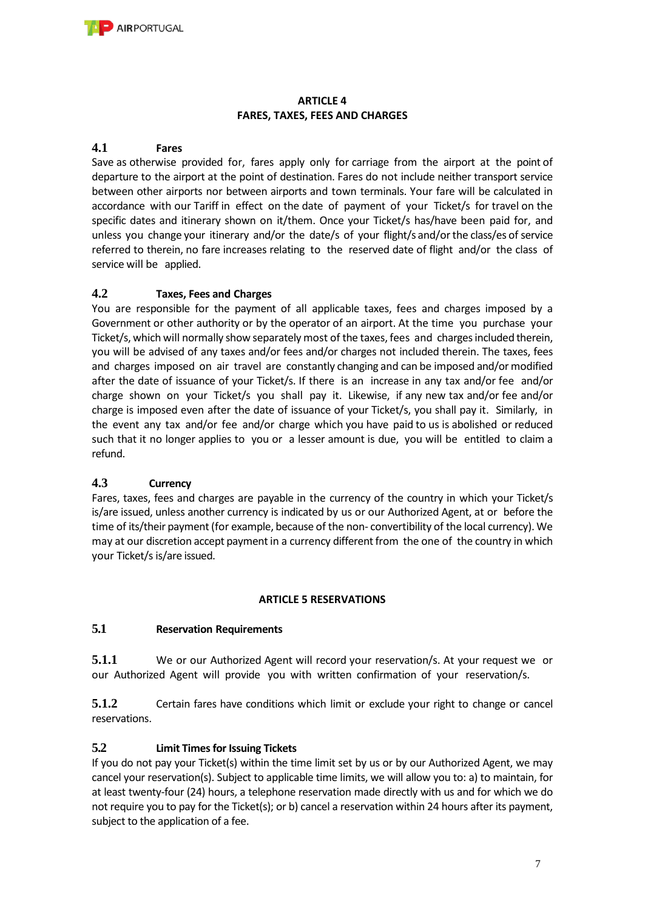## ARTICLE 4
## FARES, TAXES, FEES AND CHARGES

### 4.1 Fares

Save as otherwise provided for, fares apply only for carriage from the airport at the point of departure to the airport at the point of destination. Fares do not include neither transport service between other airports nor between airports and town terminals. Your fare will be calculated in accordance with our Tariff in effect on the date of payment of your Ticket/s for travel on the specific dates and itinerary shown on it/them. Once your Ticket/s has/have been paid for, and unless you change your itinerary and/or the date/s of your flight/s and/or the class/es of service referred to therein, no fare increases relating to the reserved date of flight and/or the class of service will be applied.

### 4.2 Taxes, Fees and Charges

You are responsible for the payment of all applicable taxes, fees and charges imposed by a Government or other authority or by the operator of an airport. At the time you purchase your Ticket/s, which will normally show separately most of the taxes, fees and charges included therein, you will be advised of any taxes and/or fees and/or charges not included therein. The taxes, fees and charges imposed on air travel are constantly changing and can be imposed and/or modified after the date of issuance of your Ticket/s. If there is an increase in any tax and/or fee and/or charge shown on your Ticket/s you shall pay it. Likewise, if any new tax and/or fee and/or charge is imposed even after the date of issuance of your Ticket/s, you shall pay it. Similarly, in the event any tax and/or fee and/or charge which you have paid to us is abolished or reduced such that it no longer applies to you or a lesser amount is due, you will be entitled to claim a refund.

### 4.3 Currency

Fares, taxes, fees and charges are payable in the currency of the country in which your Ticket/s is/are issued, unless another currency is indicated by us or our Authorized Agent, at or before the time of its/their payment (for example, because of the non- convertibility of the local currency). We may at our discretion accept payment in a currency different from the one of the country in which your Ticket/s is/are issued.

## ARTICLE 5 RESERVATIONS

### 5.1 Reservation Requirements

**5.1.1** We or our Authorized Agent will record your reservation/s. At your request we or our Authorized Agent will provide you with written confirmation of your reservation/s.

**5.1.2** Certain fares have conditions which limit or exclude your right to change or cancel reservations.

### 5.2 Limit Times for Issuing Tickets

If you do not pay your Ticket(s) within the time limit set by us or by our Authorized Agent, we may cancel your reservation(s). Subject to applicable time limits, we will allow you to: a) to maintain, for at least twenty-four (24) hours, a telephone reservation made directly with us and for which we do not require you to pay for the Ticket(s); or b) cancel a reservation within 24 hours after its payment, subject to the application of a fee.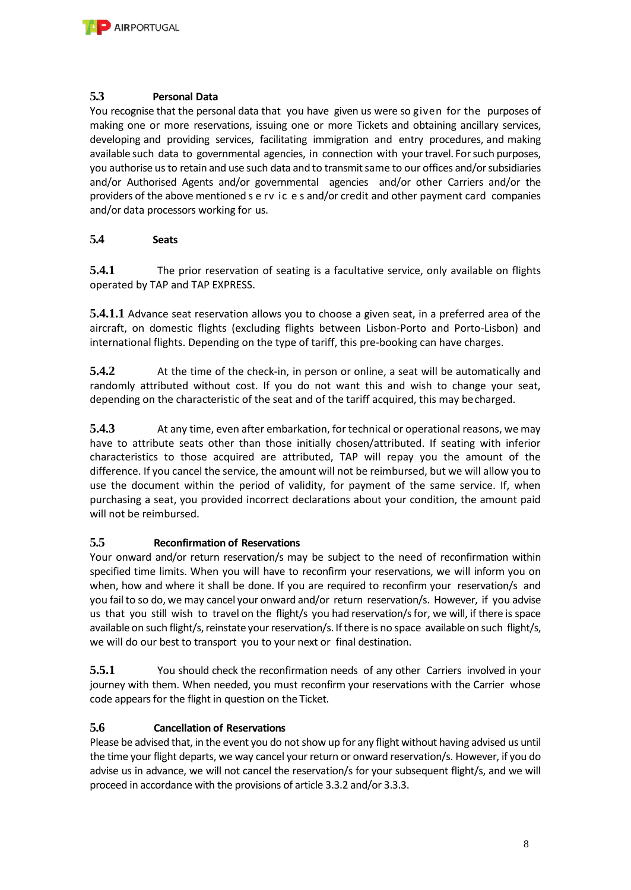### 5.3 Personal Data

You recognise that the personal data that you have given us were so given for the purposes of making one or more reservations, issuing one or more Tickets and obtaining ancillary services, developing and providing services, facilitating immigration and entry procedures, and making available such data to governmental agencies, in connection with your travel. For such purposes, you authorise us to retain and use such data and to transmit same to our offices and/or subsidiaries and/or Authorised Agents and/or governmental agencies and/or other Carriers and/or the providers of the above mentioned services and/or credit and other payment card companies and/or data processors working for us.

### 5.4 Seats

**5.4.1** The prior reservation of seating is a facultative service, only available on flights operated by TAP and TAP EXPRESS.

**5.4.1.1** Advance seat reservation allows you to choose a given seat, in a preferred area of the aircraft, on domestic flights (excluding flights between Lisbon-Porto and Porto-Lisbon) and international flights. Depending on the type of tariff, this pre-booking can have charges.

**5.4.2** At the time of the check-in, in person or online, a seat will be automatically and randomly attributed without cost. If you do not want this and wish to change your seat, depending on the characteristic of the seat and of the tariff acquired, this may be charged.

**5.4.3** At any time, even after embarkation, for technical or operational reasons, we may have to attribute seats other than those initially chosen/attributed. If seating with inferior characteristics to those acquired are attributed, TAP will repay you the amount of the difference. If you cancel the service, the amount will not be reimbursed, but we will allow you to use the document within the period of validity, for payment of the same service. If, when purchasing a seat, you provided incorrect declarations about your condition, the amount paid will not be reimbursed.

### 5.5 Reconfirmation of Reservations

Your onward and/or return reservation/s may be subject to the need of reconfirmation within specified time limits. When you will have to reconfirm your reservations, we will inform you on when, how and where it shall be done. If you are required to reconfirm your reservation/s and you fail to so do, we may cancel your onward and/or return reservation/s. However, if you advise us that you still wish to travel on the flight/s you had reservation/s for, we will, if there is space available on such flight/s, reinstate your reservation/s. If there is no space available on such flight/s, we will do our best to transport you to your next or final destination.

**5.5.1** You should check the reconfirmation needs of any other Carriers involved in your journey with them. When needed, you must reconfirm your reservations with the Carrier whose code appears for the flight in question on the Ticket.

### 5.6 Cancellation of Reservations

Please be advised that, in the event you do not show up for any flight without having advised us until the time your flight departs, we way cancel your return or onward reservation/s. However, if you do advise us in advance, we will not cancel the reservation/s for your subsequent flight/s, and we will proceed in accordance with the provisions of article 3.3.2 and/or 3.3.3.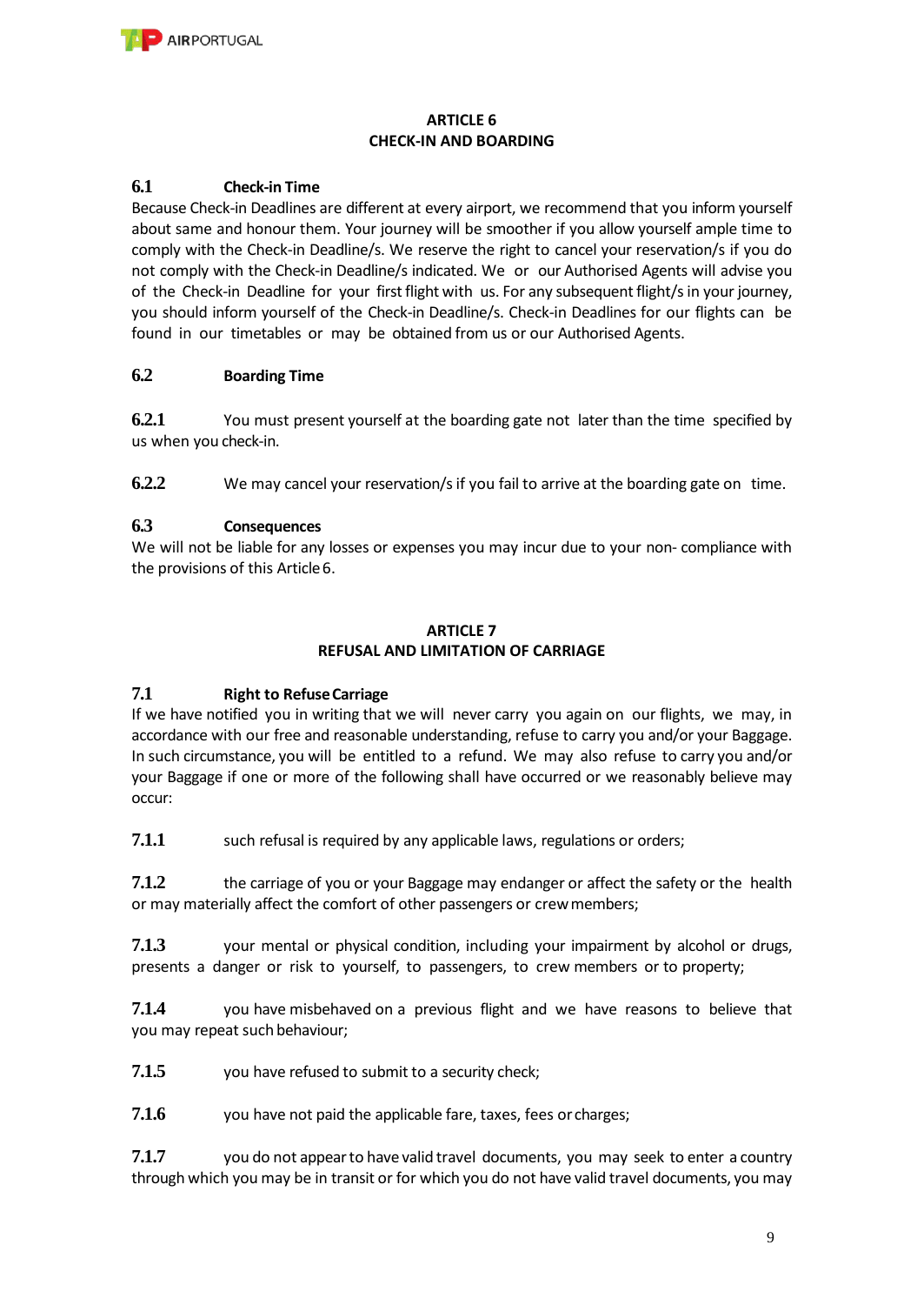## ARTICLE 6
## CHECK-IN AND BOARDING

### 6.1 Check-in Time

Because Check-in Deadlines are different at every airport, we recommend that you inform yourself about same and honour them. Your journey will be smoother if you allow yourself ample time to comply with the Check-in Deadline/s. We reserve the right to cancel your reservation/s if you do not comply with the Check-in Deadline/s indicated. We or our Authorised Agents will advise you of the Check-in Deadline for your first flight with us. For any subsequent flight/s in your journey, you should inform yourself of the Check-in Deadline/s. Check-in Deadlines for our flights can be found in our timetables or may be obtained from us or our Authorised Agents.

### 6.2 Boarding Time

**6.2.1** You must present yourself at the boarding gate not later than the time specified by us when you check-in.

**6.2.2** We may cancel your reservation/s if you fail to arrive at the boarding gate on time.

### 6.3 Consequences

We will not be liable for any losses or expenses you may incur due to your non- compliance with the provisions of this Article 6.

## ARTICLE 7
## REFUSAL AND LIMITATION OF CARRIAGE

### 7.1 Right to Refuse Carriage

If we have notified you in writing that we will never carry you again on our flights, we may, in accordance with our free and reasonable understanding, refuse to carry you and/or your Baggage. In such circumstance, you will be entitled to a refund. We may also refuse to carry you and/or your Baggage if one or more of the following shall have occurred or we reasonably believe may occur:

**7.1.1** such refusal is required by any applicable laws, regulations or orders;

**7.1.2** the carriage of you or your Baggage may endanger or affect the safety or the health or may materially affect the comfort of other passengers or crew members;

**7.1.3** your mental or physical condition, including your impairment by alcohol or drugs, presents a danger or risk to yourself, to passengers, to crew members or to property;

**7.1.4** you have misbehaved on a previous flight and we have reasons to believe that you may repeat such behaviour;

**7.1.5** you have refused to submit to a security check;

**7.1.6** you have not paid the applicable fare, taxes, fees or charges;

**7.1.7** you do not appear to have valid travel documents, you may seek to enter a country through which you may be in transit or for which you do not have valid travel documents, you may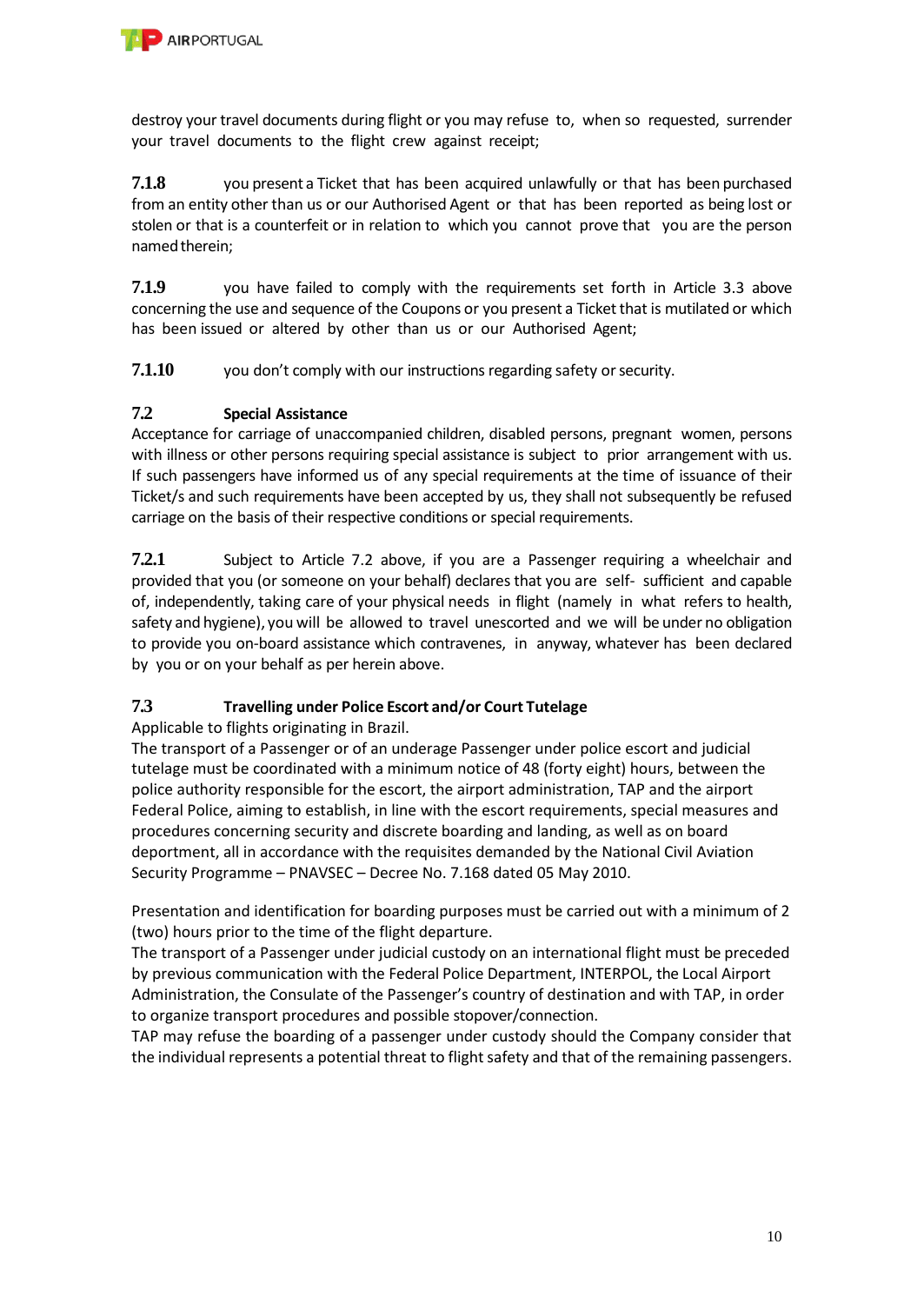destroy your travel documents during flight or you may refuse to, when so requested, surrender your travel documents to the flight crew against receipt;

**7.1.8** you present a Ticket that has been acquired unlawfully or that has been purchased from an entity other than us or our Authorised Agent or that has been reported as being lost or stolen or that is a counterfeit or in relation to which you cannot prove that you are the person named therein;

**7.1.9** you have failed to comply with the requirements set forth in Article 3.3 above concerning the use and sequence of the Coupons or you present a Ticket that is mutilated or which has been issued or altered by other than us or our Authorised Agent;

**7.1.10** you don't comply with our instructions regarding safety or security.

### 7.2 Special Assistance

Acceptance for carriage of unaccompanied children, disabled persons, pregnant women, persons with illness or other persons requiring special assistance is subject to prior arrangement with us. If such passengers have informed us of any special requirements at the time of issuance of their Ticket/s and such requirements have been accepted by us, they shall not subsequently be refused carriage on the basis of their respective conditions or special requirements.

**7.2.1** Subject to Article 7.2 above, if you are a Passenger requiring a wheelchair and provided that you (or someone on your behalf) declares that you are self- sufficient and capable of, independently, taking care of your physical needs in flight (namely in what refers to health, safety and hygiene), you will be allowed to travel unescorted and we will be under no obligation to provide you on-board assistance which contravenes, in anyway, whatever has been declared by you or on your behalf as per herein above.

### 7.3 Travelling under Police Escort and/or Court Tutelage

Applicable to flights originating in Brazil.

The transport of a Passenger or of an underage Passenger under police escort and judicial tutelage must be coordinated with a minimum notice of 48 (forty eight) hours, between the police authority responsible for the escort, the airport administration, TAP and the airport Federal Police, aiming to establish, in line with the escort requirements, special measures and procedures concerning security and discrete boarding and landing, as well as on board deportment, all in accordance with the requisites demanded by the National Civil Aviation Security Programme – PNAVSEC – Decree No. 7.168 dated 05 May 2010.

Presentation and identification for boarding purposes must be carried out with a minimum of 2 (two) hours prior to the time of the flight departure.

The transport of a Passenger under judicial custody on an international flight must be preceded by previous communication with the Federal Police Department, INTERPOL, the Local Airport Administration, the Consulate of the Passenger's country of destination and with TAP, in order to organize transport procedures and possible stopover/connection.

TAP may refuse the boarding of a passenger under custody should the Company consider that the individual represents a potential threat to flight safety and that of the remaining passengers.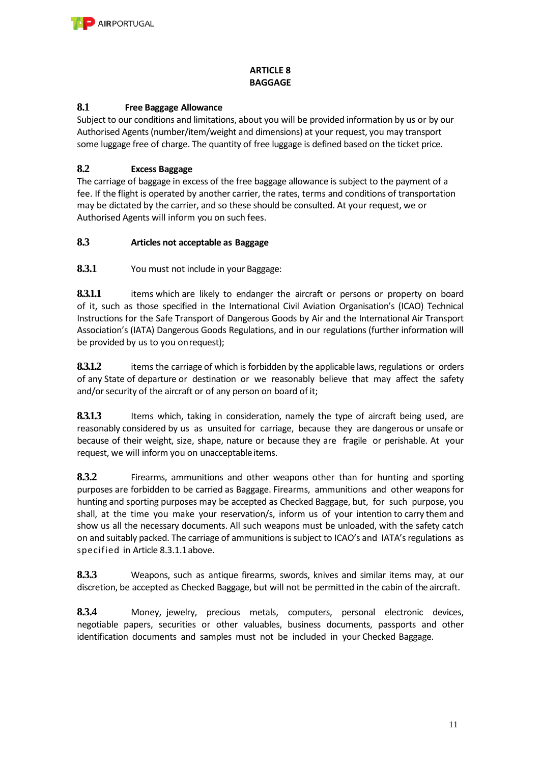# ARTICLE 8
# BAGGAGE

## 8.1 Free Baggage Allowance

Subject to our conditions and limitations, about you will be provided information by us or by our Authorised Agents (number/item/weight and dimensions) at your request, you may transport some luggage free of charge. The quantity of free luggage is defined based on the ticket price.

## 8.2 Excess Baggage

The carriage of baggage in excess of the free baggage allowance is subject to the payment of a fee. If the flight is operated by another carrier, the rates, terms and conditions of transportation may be dictated by the carrier, and so these should be consulted. At your request, we or Authorised Agents will inform you on such fees.

## 8.3 Articles not acceptable as Baggage

**8.3.1** You must not include in your Baggage:

**8.3.1.1** items which are likely to endanger the aircraft or persons or property on board of it, such as those specified in the International Civil Aviation Organisation's (ICAO) Technical Instructions for the Safe Transport of Dangerous Goods by Air and the International Air Transport Association's (IATA) Dangerous Goods Regulations, and in our regulations (further information will be provided by us to you on request);

**8.3.1.2** items the carriage of which is forbidden by the applicable laws, regulations or orders of any State of departure or destination or we reasonably believe that may affect the safety and/or security of the aircraft or of any person on board of it;

**8.3.1.3** Items which, taking in consideration, namely the type of aircraft being used, are reasonably considered by us as unsuited for carriage, because they are dangerous or unsafe or because of their weight, size, shape, nature or because they are fragile or perishable. At your request, we will inform you on unacceptable items.

**8.3.2** Firearms, ammunitions and other weapons other than for hunting and sporting purposes are forbidden to be carried as Baggage. Firearms, ammunitions and other weapons for hunting and sporting purposes may be accepted as Checked Baggage, but, for such purpose, you shall, at the time you make your reservation/s, inform us of your intention to carry them and show us all the necessary documents. All such weapons must be unloaded, with the safety catch on and suitably packed. The carriage of ammunitions is subject to ICAO's and IATA's regulations as specified in Article 8.3.1.1 above.

**8.3.3** Weapons, such as antique firearms, swords, knives and similar items may, at our discretion, be accepted as Checked Baggage, but will not be permitted in the cabin of the aircraft.

**8.3.4** Money, jewelry, precious metals, computers, personal electronic devices, negotiable papers, securities or other valuables, business documents, passports and other identification documents and samples must not be included in your Checked Baggage.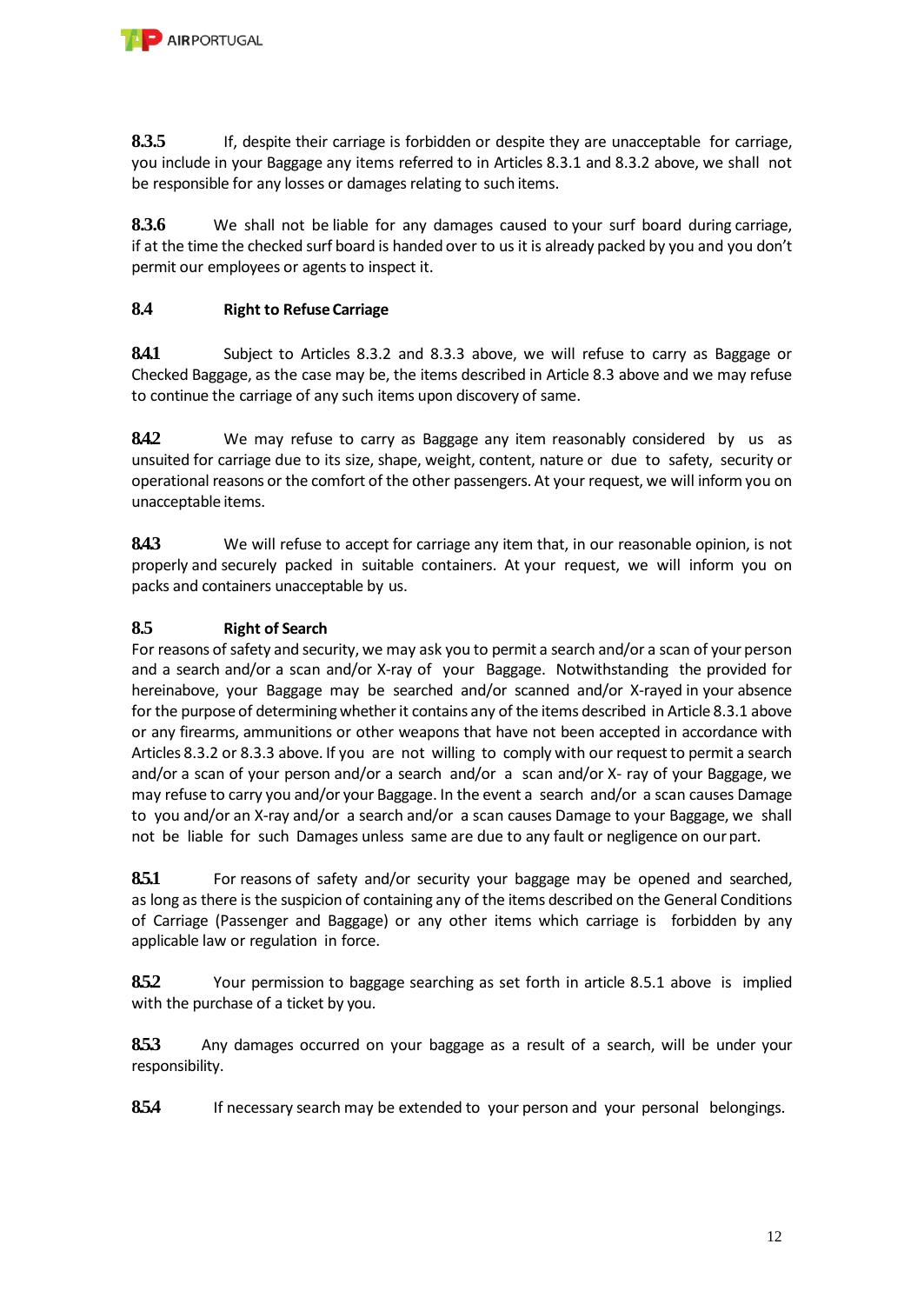**8.3.5** If, despite their carriage is forbidden or despite they are unacceptable for carriage, you include in your Baggage any items referred to in Articles 8.3.1 and 8.3.2 above, we shall not be responsible for any losses or damages relating to such items.

**8.3.6** We shall not be liable for any damages caused to your surf board during carriage, if at the time the checked surf board is handed over to us it is already packed by you and you don't permit our employees or agents to inspect it.

### 8.4 Right to Refuse Carriage

**8.4.1** Subject to Articles 8.3.2 and 8.3.3 above, we will refuse to carry as Baggage or Checked Baggage, as the case may be, the items described in Article 8.3 above and we may refuse to continue the carriage of any such items upon discovery of same.

**8.4.2** We may refuse to carry as Baggage any item reasonably considered by us as unsuited for carriage due to its size, shape, weight, content, nature or due to safety, security or operational reasons or the comfort of the other passengers. At your request, we will inform you on unacceptable items.

**8.4.3** We will refuse to accept for carriage any item that, in our reasonable opinion, is not properly and securely packed in suitable containers. At your request, we will inform you on packs and containers unacceptable by us.

### 8.5 Right of Search

For reasons of safety and security, we may ask you to permit a search and/or a scan of your person and a search and/or a scan and/or X-ray of your Baggage. Notwithstanding the provided for hereinabove, your Baggage may be searched and/or scanned and/or X-rayed in your absence for the purpose of determining whether it contains any of the items described in Article 8.3.1 above or any firearms, ammunitions or other weapons that have not been accepted in accordance with Articles 8.3.2 or 8.3.3 above. If you are not willing to comply with our request to permit a search and/or a scan of your person and/or a search and/or a scan and/or X- ray of your Baggage, we may refuse to carry you and/or your Baggage. In the event a search and/or a scan causes Damage to you and/or an X-ray and/or a search and/or a scan causes Damage to your Baggage, we shall not be liable for such Damages unless same are due to any fault or negligence on our part.

**8.5.1** For reasons of safety and/or security your baggage may be opened and searched, as long as there is the suspicion of containing any of the items described on the General Conditions of Carriage (Passenger and Baggage) or any other items which carriage is forbidden by any applicable law or regulation in force.

**8.5.2** Your permission to baggage searching as set forth in article 8.5.1 above is implied with the purchase of a ticket by you.

**8.5.3** Any damages occurred on your baggage as a result of a search, will be under your responsibility.

**8.5.4** If necessary search may be extended to your person and your personal belongings.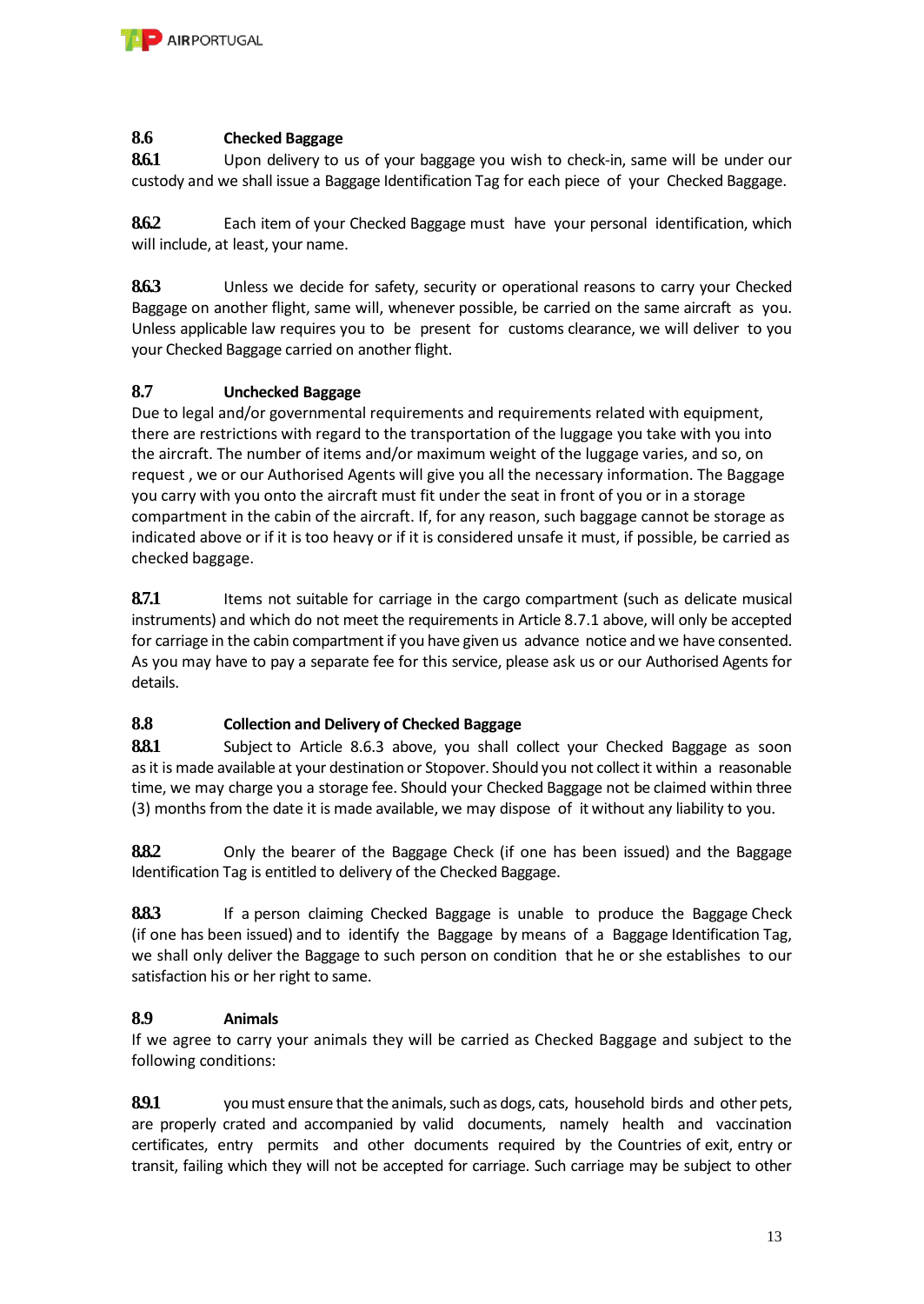**8.6 Checked Baggage**

**8.6.1** Upon delivery to us of your baggage you wish to check-in, same will be under our custody and we shall issue a Baggage Identification Tag for each piece of your Checked Baggage.

**8.6.2** Each item of your Checked Baggage must have your personal identification, which will include, at least, your name.

**8.6.3** Unless we decide for safety, security or operational reasons to carry your Checked Baggage on another flight, same will, whenever possible, be carried on the same aircraft as you. Unless applicable law requires you to be present for customs clearance, we will deliver to you your Checked Baggage carried on another flight.

**8.7 Unchecked Baggage**

Due to legal and/or governmental requirements and requirements related with equipment, there are restrictions with regard to the transportation of the luggage you take with you into the aircraft. The number of items and/or maximum weight of the luggage varies, and so, on request , we or our Authorised Agents will give you all the necessary information. The Baggage you carry with you onto the aircraft must fit under the seat in front of you or in a storage compartment in the cabin of the aircraft. If, for any reason, such baggage cannot be storage as indicated above or if it is too heavy or if it is considered unsafe it must, if possible, be carried as checked baggage.

**8.7.1** Items not suitable for carriage in the cargo compartment (such as delicate musical instruments) and which do not meet the requirements in Article 8.7.1 above, will only be accepted for carriage in the cabin compartment if you have given us advance notice and we have consented. As you may have to pay a separate fee for this service, please ask us or our Authorised Agents for details.

**8.8 Collection and Delivery of Checked Baggage**

**8.8.1** Subject to Article 8.6.3 above, you shall collect your Checked Baggage as soon as it is made available at your destination or Stopover. Should you not collect it within a reasonable time, we may charge you a storage fee. Should your Checked Baggage not be claimed within three (3) months from the date it is made available, we may dispose of it without any liability to you.

**8.8.2** Only the bearer of the Baggage Check (if one has been issued) and the Baggage Identification Tag is entitled to delivery of the Checked Baggage.

**8.8.3** If a person claiming Checked Baggage is unable to produce the Baggage Check (if one has been issued) and to identify the Baggage by means of a Baggage Identification Tag, we shall only deliver the Baggage to such person on condition that he or she establishes to our satisfaction his or her right to same.

**8.9 Animals**

If we agree to carry your animals they will be carried as Checked Baggage and subject to the following conditions:

**8.9.1** you must ensure that the animals, such as dogs, cats, household birds and other pets, are properly crated and accompanied by valid documents, namely health and vaccination certificates, entry permits and other documents required by the Countries of exit, entry or transit, failing which they will not be accepted for carriage. Such carriage may be subject to other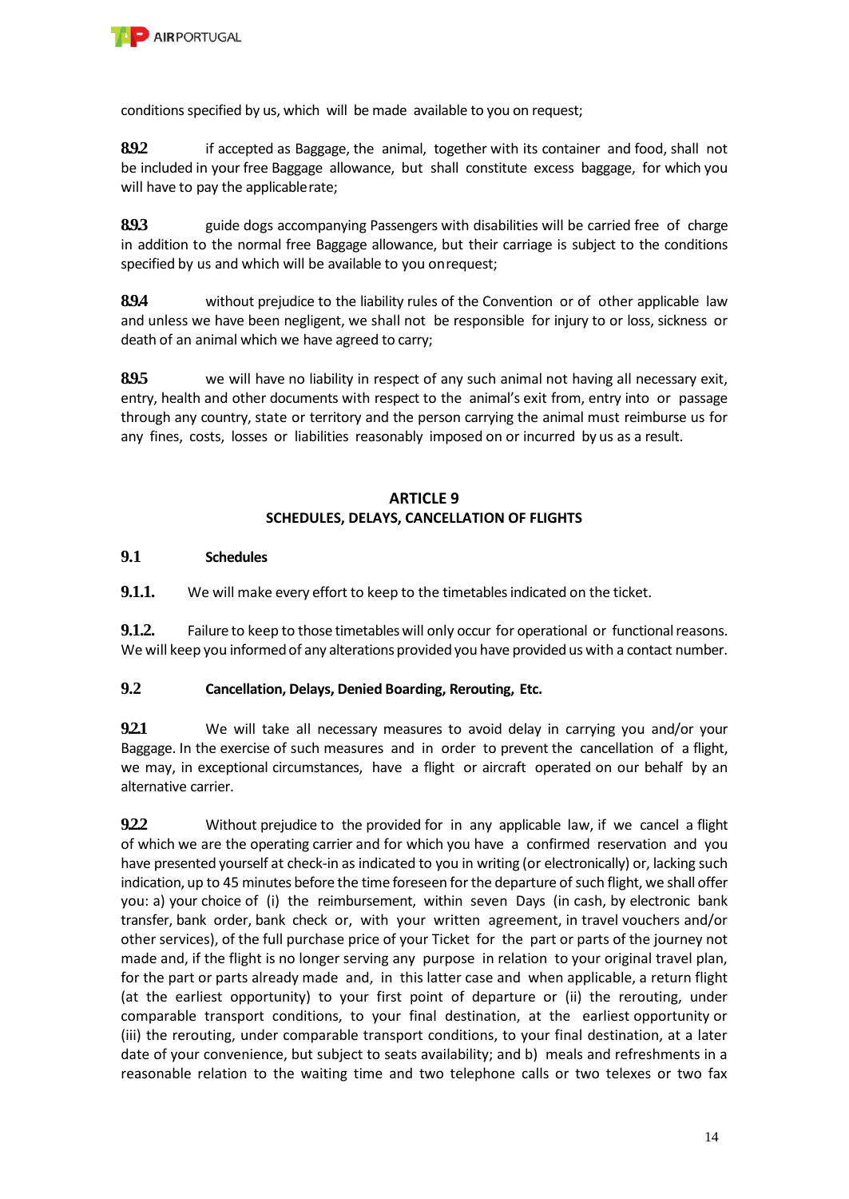conditions specified by us, which will be made available to you on request;

**8.9.2** if accepted as Baggage, the animal, together with its container and food, shall not be included in your free Baggage allowance, but shall constitute excess baggage, for which you will have to pay the applicable rate;

**8.9.3** guide dogs accompanying Passengers with disabilities will be carried free of charge in addition to the normal free Baggage allowance, but their carriage is subject to the conditions specified by us and which will be available to you on request;

**8.9.4** without prejudice to the liability rules of the Convention or of other applicable law and unless we have been negligent, we shall not be responsible for injury to or loss, sickness or death of an animal which we have agreed to carry;

**8.9.5** we will have no liability in respect of any such animal not having all necessary exit, entry, health and other documents with respect to the animal's exit from, entry into or passage through any country, state or territory and the person carrying the animal must reimburse us for any fines, costs, losses or liabilities reasonably imposed on or incurred by us as a result.

## ARTICLE 9
## SCHEDULES, DELAYS, CANCELLATION OF FLIGHTS

### 9.1 Schedules

**9.1.1.** We will make every effort to keep to the timetables indicated on the ticket.

**9.1.2.** Failure to keep to those timetables will only occur for operational or functional reasons. We will keep you informed of any alterations provided you have provided us with a contact number.

### 9.2 Cancellation, Delays, Denied Boarding, Rerouting, Etc.

**9.2.1** We will take all necessary measures to avoid delay in carrying you and/or your Baggage. In the exercise of such measures and in order to prevent the cancellation of a flight, we may, in exceptional circumstances, have a flight or aircraft operated on our behalf by an alternative carrier.

**9.2.2** Without prejudice to the provided for in any applicable law, if we cancel a flight of which we are the operating carrier and for which you have a confirmed reservation and you have presented yourself at check-in as indicated to you in writing (or electronically) or, lacking such indication, up to 45 minutes before the time foreseen for the departure of such flight, we shall offer you: a) your choice of (i) the reimbursement, within seven Days (in cash, by electronic bank transfer, bank order, bank check or, with your written agreement, in travel vouchers and/or other services), of the full purchase price of your Ticket for the part or parts of the journey not made and, if the flight is no longer serving any purpose in relation to your original travel plan, for the part or parts already made and, in this latter case and when applicable, a return flight (at the earliest opportunity) to your first point of departure or (ii) the rerouting, under comparable transport conditions, to your final destination, at the earliest opportunity or (iii) the rerouting, under comparable transport conditions, to your final destination, at a later date of your convenience, but subject to seats availability; and b) meals and refreshments in a reasonable relation to the waiting time and two telephone calls or two telexes or two fax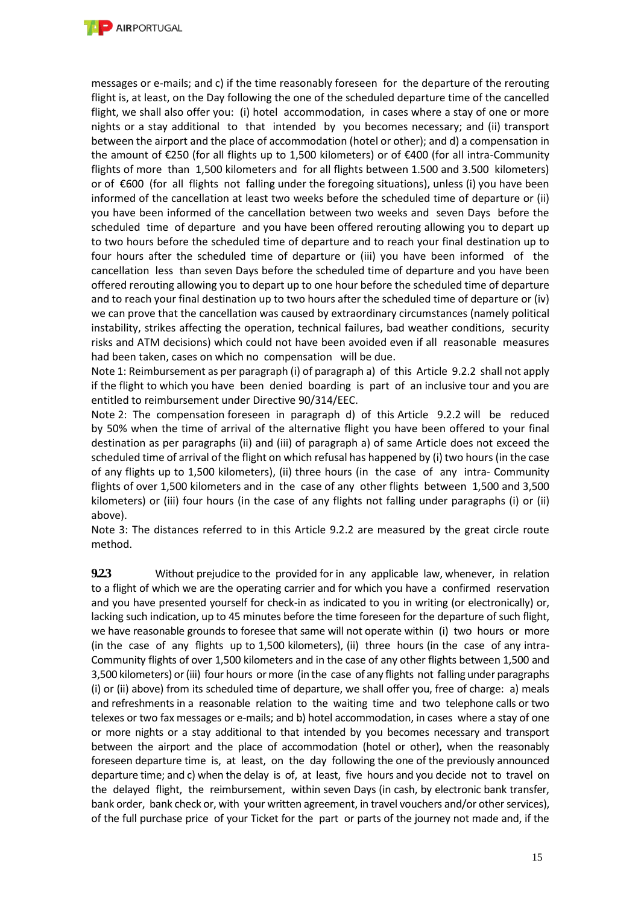messages or e-mails; and c) if the time reasonably foreseen for the departure of the rerouting flight is, at least, on the Day following the one of the scheduled departure time of the cancelled flight, we shall also offer you: (i) hotel accommodation, in cases where a stay of one or more nights or a stay additional to that intended by you becomes necessary; and (ii) transport between the airport and the place of accommodation (hotel or other); and d) a compensation in the amount of €250 (for all flights up to 1,500 kilometers) or of €400 (for all intra-Community flights of more than 1,500 kilometers and for all flights between 1.500 and 3.500 kilometers) or of €600 (for all flights not falling under the foregoing situations), unless (i) you have been informed of the cancellation at least two weeks before the scheduled time of departure or (ii) you have been informed of the cancellation between two weeks and seven Days before the scheduled time of departure and you have been offered rerouting allowing you to depart up to two hours before the scheduled time of departure and to reach your final destination up to four hours after the scheduled time of departure or (iii) you have been informed of the cancellation less than seven Days before the scheduled time of departure and you have been offered rerouting allowing you to depart up to one hour before the scheduled time of departure and to reach your final destination up to two hours after the scheduled time of departure or (iv) we can prove that the cancellation was caused by extraordinary circumstances (namely political instability, strikes affecting the operation, technical failures, bad weather conditions, security risks and ATM decisions) which could not have been avoided even if all reasonable measures had been taken, cases on which no compensation will be due.

Note 1: Reimbursement as per paragraph (i) of paragraph a) of this Article 9.2.2 shall not apply if the flight to which you have been denied boarding is part of an inclusive tour and you are entitled to reimbursement under Directive 90/314/EEC.

Note 2: The compensation foreseen in paragraph d) of this Article 9.2.2 will be reduced by 50% when the time of arrival of the alternative flight you have been offered to your final destination as per paragraphs (ii) and (iii) of paragraph a) of same Article does not exceed the scheduled time of arrival of the flight on which refusal has happened by (i) two hours (in the case of any flights up to 1,500 kilometers), (ii) three hours (in the case of any intra- Community flights of over 1,500 kilometers and in the case of any other flights between 1,500 and 3,500 kilometers) or (iii) four hours (in the case of any flights not falling under paragraphs (i) or (ii) above).

Note 3: The distances referred to in this Article 9.2.2 are measured by the great circle route method.

**9.2.3** Without prejudice to the provided for in any applicable law, whenever, in relation to a flight of which we are the operating carrier and for which you have a confirmed reservation and you have presented yourself for check-in as indicated to you in writing (or electronically) or, lacking such indication, up to 45 minutes before the time foreseen for the departure of such flight, we have reasonable grounds to foresee that same will not operate within (i) two hours or more (in the case of any flights up to 1,500 kilometers), (ii) three hours (in the case of any intra-Community flights of over 1,500 kilometers and in the case of any other flights between 1,500 and 3,500 kilometers) or (iii) four hours or more (in the case of any flights not falling under paragraphs (i) or (ii) above) from its scheduled time of departure, we shall offer you, free of charge: a) meals and refreshments in a reasonable relation to the waiting time and two telephone calls or two telexes or two fax messages or e-mails; and b) hotel accommodation, in cases where a stay of one or more nights or a stay additional to that intended by you becomes necessary and transport between the airport and the place of accommodation (hotel or other), when the reasonably foreseen departure time is, at least, on the day following the one of the previously announced departure time; and c) when the delay is of, at least, five hours and you decide not to travel on the delayed flight, the reimbursement, within seven Days (in cash, by electronic bank transfer, bank order, bank check or, with your written agreement, in travel vouchers and/or other services), of the full purchase price of your Ticket for the part or parts of the journey not made and, if the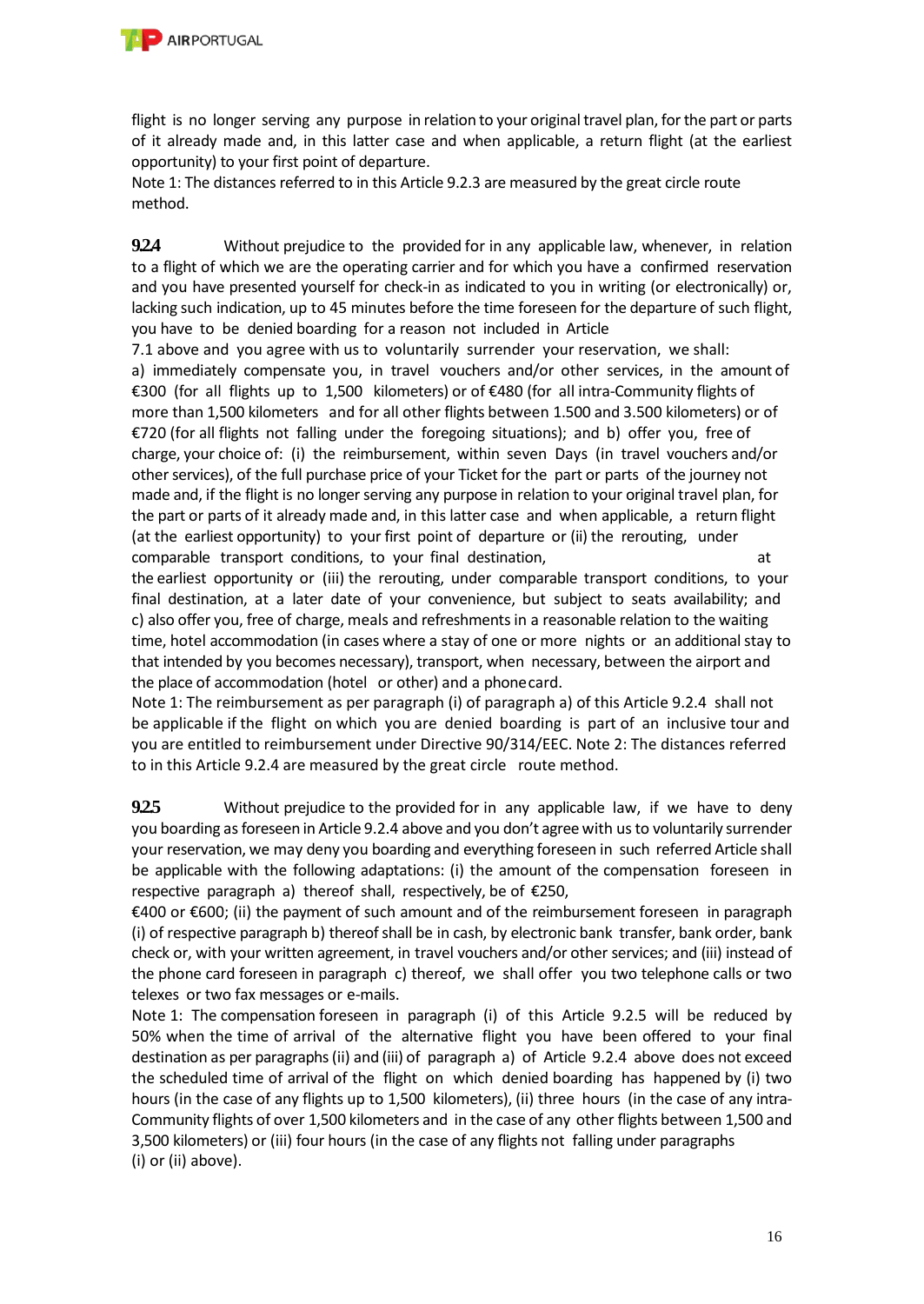flight is no longer serving any purpose in relation to your original travel plan, for the part or parts of it already made and, in this latter case and when applicable, a return flight (at the earliest opportunity) to your first point of departure.
Note 1: The distances referred to in this Article 9.2.3 are measured by the great circle route method.

**9.2.4** Without prejudice to the provided for in any applicable law, whenever, in relation to a flight of which we are the operating carrier and for which you have a confirmed reservation and you have presented yourself for check-in as indicated to you in writing (or electronically) or, lacking such indication, up to 45 minutes before the time foreseen for the departure of such flight, you have to be denied boarding for a reason not included in Article 7.1 above and you agree with us to voluntarily surrender your reservation, we shall: a) immediately compensate you, in travel vouchers and/or other services, in the amount of €300 (for all flights up to 1,500 kilometers) or of €480 (for all intra-Community flights of more than 1,500 kilometers and for all other flights between 1.500 and 3.500 kilometers) or of €720 (for all flights not falling under the foregoing situations); and b) offer you, free of charge, your choice of: (i) the reimbursement, within seven Days (in travel vouchers and/or other services), of the full purchase price of your Ticket for the part or parts of the journey not made and, if the flight is no longer serving any purpose in relation to your original travel plan, for the part or parts of it already made and, in this latter case and when applicable, a return flight (at the earliest opportunity) to your first point of departure or (ii) the rerouting, under comparable transport conditions, to your final destination, at the earliest opportunity or (iii) the rerouting, under comparable transport conditions, to your final destination, at a later date of your convenience, but subject to seats availability; and c) also offer you, free of charge, meals and refreshments in a reasonable relation to the waiting time, hotel accommodation (in cases where a stay of one or more nights or an additional stay to that intended by you becomes necessary), transport, when necessary, between the airport and the place of accommodation (hotel or other) and a phone card.
Note 1: The reimbursement as per paragraph (i) of paragraph a) of this Article 9.2.4 shall not be applicable if the flight on which you are denied boarding is part of an inclusive tour and you are entitled to reimbursement under Directive 90/314/EEC. Note 2: The distances referred to in this Article 9.2.4 are measured by the great circle route method.

**9.2.5** Without prejudice to the provided for in any applicable law, if we have to deny you boarding as foreseen in Article 9.2.4 above and you don't agree with us to voluntarily surrender your reservation, we may deny you boarding and everything foreseen in such referred Article shall be applicable with the following adaptations: (i) the amount of the compensation foreseen in respective paragraph a) thereof shall, respectively, be of €250, €400 or €600; (ii) the payment of such amount and of the reimbursement foreseen in paragraph (i) of respective paragraph b) thereof shall be in cash, by electronic bank transfer, bank order, bank check or, with your written agreement, in travel vouchers and/or other services; and (iii) instead of the phone card foreseen in paragraph c) thereof, we shall offer you two telephone calls or two telexes or two fax messages or e-mails.
Note 1: The compensation foreseen in paragraph (i) of this Article 9.2.5 will be reduced by 50% when the time of arrival of the alternative flight you have been offered to your final destination as per paragraphs (ii) and (iii) of paragraph a) of Article 9.2.4 above does not exceed the scheduled time of arrival of the flight on which denied boarding has happened by (i) two hours (in the case of any flights up to 1,500 kilometers), (ii) three hours (in the case of any intra-Community flights of over 1,500 kilometers and in the case of any other flights between 1,500 and 3,500 kilometers) or (iii) four hours (in the case of any flights not falling under paragraphs (i) or (ii) above).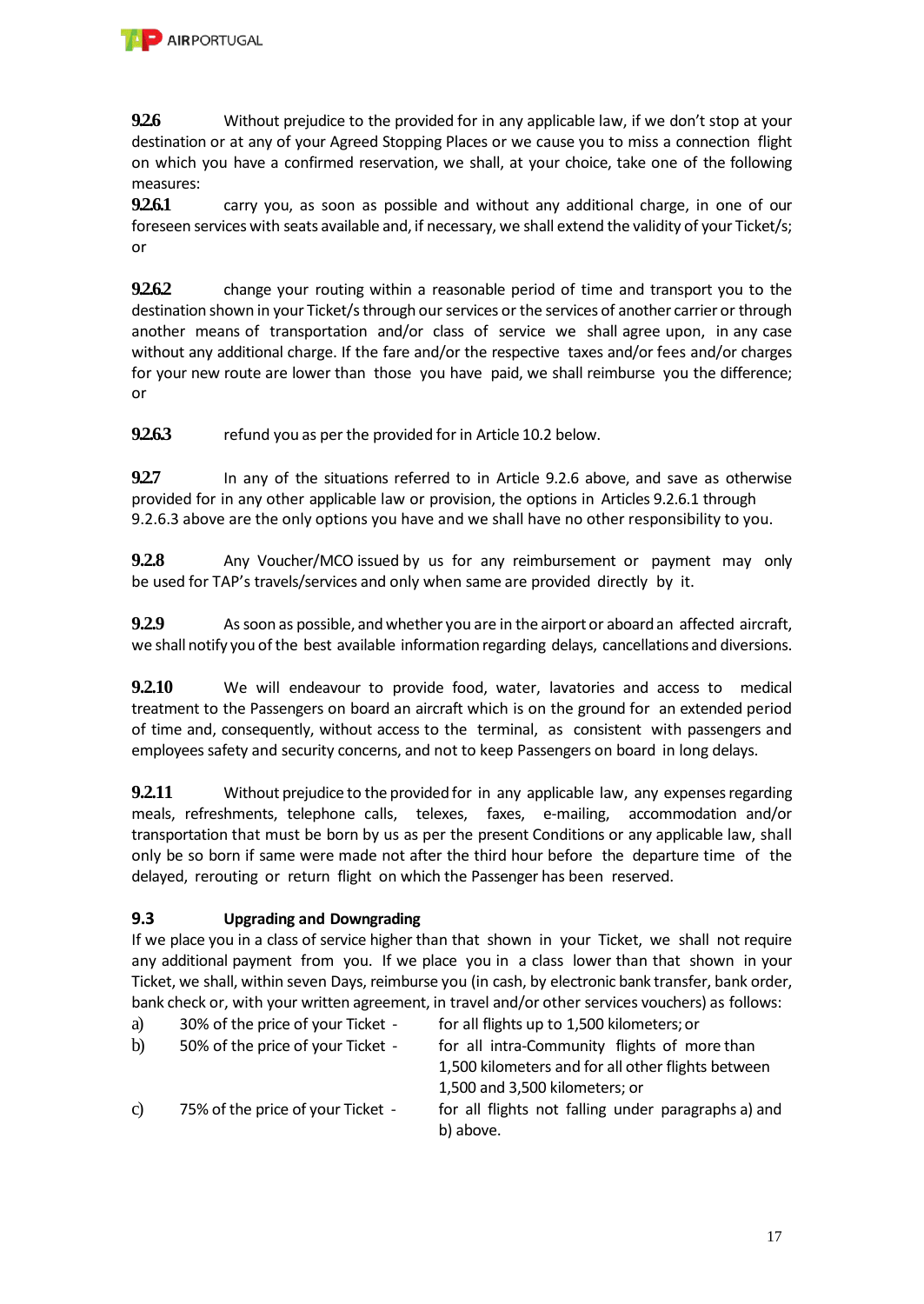**9.2.6** Without prejudice to the provided for in any applicable law, if we don't stop at your destination or at any of your Agreed Stopping Places or we cause you to miss a connection flight on which you have a confirmed reservation, we shall, at your choice, take one of the following measures:

**9.2.6.1** carry you, as soon as possible and without any additional charge, in one of our foreseen services with seats available and, if necessary, we shall extend the validity of your Ticket/s; or

**9.2.6.2** change your routing within a reasonable period of time and transport you to the destination shown in your Ticket/s through our services or the services of another carrier or through another means of transportation and/or class of service we shall agree upon, in any case without any additional charge. If the fare and/or the respective taxes and/or fees and/or charges for your new route are lower than those you have paid, we shall reimburse you the difference; or

**9.2.6.3** refund you as per the provided for in Article 10.2 below.

**9.2.7** In any of the situations referred to in Article 9.2.6 above, and save as otherwise provided for in any other applicable law or provision, the options in Articles 9.2.6.1 through 9.2.6.3 above are the only options you have and we shall have no other responsibility to you.

**9.2.8** Any Voucher/MCO issued by us for any reimbursement or payment may only be used for TAP's travels/services and only when same are provided directly by it.

**9.2.9** As soon as possible, and whether you are in the airport or aboard an affected aircraft, we shall notify you of the best available information regarding delays, cancellations and diversions.

**9.2.10** We will endeavour to provide food, water, lavatories and access to medical treatment to the Passengers on board an aircraft which is on the ground for an extended period of time and, consequently, without access to the terminal, as consistent with passengers and employees safety and security concerns, and not to keep Passengers on board in long delays.

**9.2.11** Without prejudice to the provided for in any applicable law, any expenses regarding meals, refreshments, telephone calls, telexes, faxes, e-mailing, accommodation and/or transportation that must be born by us as per the present Conditions or any applicable law, shall only be so born if same were made not after the third hour before the departure time of the delayed, rerouting or return flight on which the Passenger has been reserved.

### 9.3 Upgrading and Downgrading

If we place you in a class of service higher than that shown in your Ticket, we shall not require any additional payment from you. If we place you in a class lower than that shown in your Ticket, we shall, within seven Days, reimburse you (in cash, by electronic bank transfer, bank order, bank check or, with your written agreement, in travel and/or other services vouchers) as follows:

a) 30% of the price of your Ticket - for all flights up to 1,500 kilometers; or

b) 50% of the price of your Ticket - for all intra-Community flights of more than 1,500 kilometers and for all other flights between 1,500 and 3,500 kilometers; or

c) 75% of the price of your Ticket - for all flights not falling under paragraphs a) and b) above.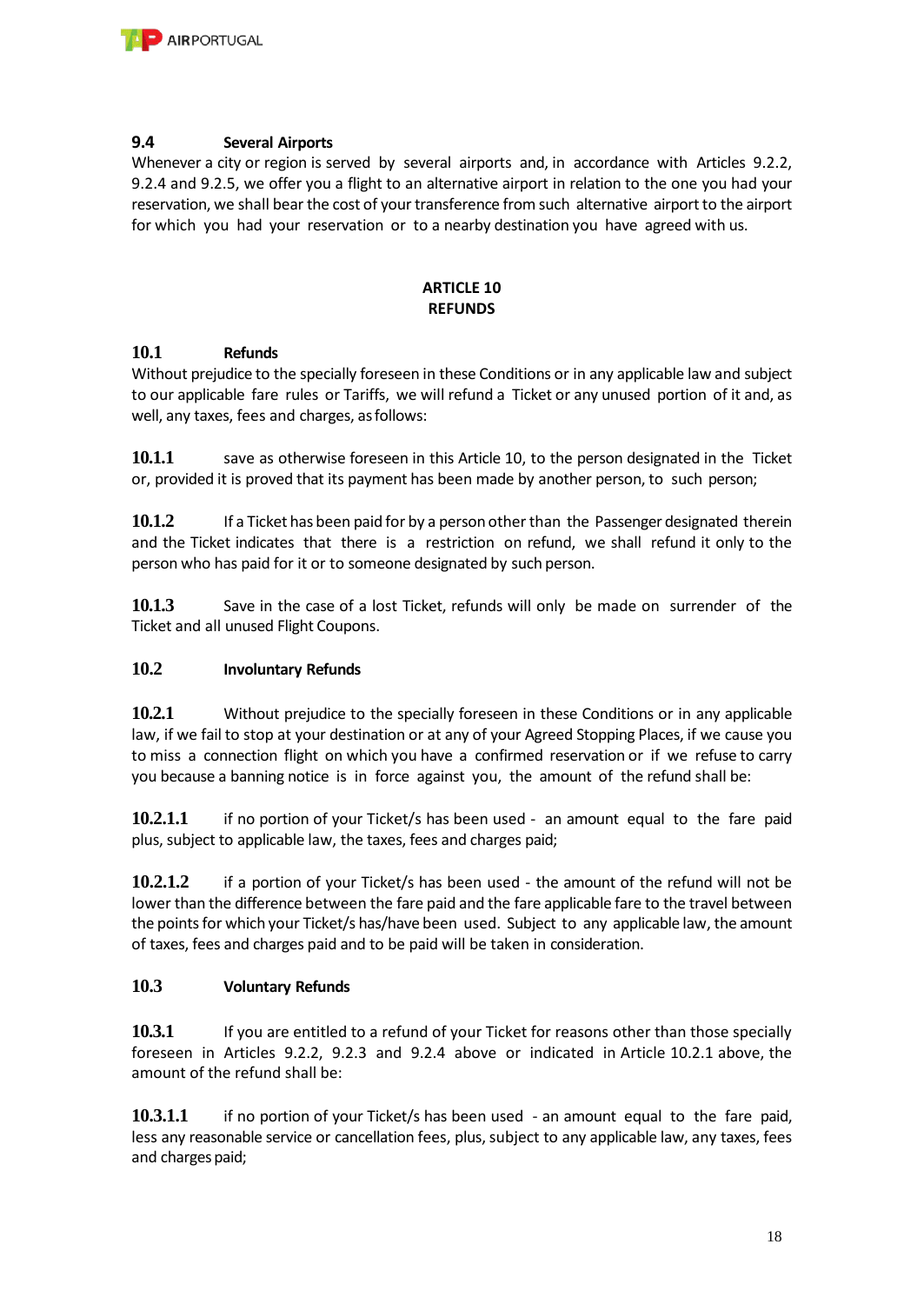### 9.4 Several Airports

Whenever a city or region is served by several airports and, in accordance with Articles 9.2.2, 9.2.4 and 9.2.5, we offer you a flight to an alternative airport in relation to the one you had your reservation, we shall bear the cost of your transference from such alternative airport to the airport for which you had your reservation or to a nearby destination you have agreed with us.

## ARTICLE 10
## REFUNDS

### 10.1 Refunds

Without prejudice to the specially foreseen in these Conditions or in any applicable law and subject to our applicable fare rules or Tariffs, we will refund a Ticket or any unused portion of it and, as well, any taxes, fees and charges, as follows:

**10.1.1** save as otherwise foreseen in this Article 10, to the person designated in the Ticket or, provided it is proved that its payment has been made by another person, to such person;

**10.1.2** If a Ticket has been paid for by a person other than the Passenger designated therein and the Ticket indicates that there is a restriction on refund, we shall refund it only to the person who has paid for it or to someone designated by such person.

**10.1.3** Save in the case of a lost Ticket, refunds will only be made on surrender of the Ticket and all unused Flight Coupons.

### 10.2 Involuntary Refunds

**10.2.1** Without prejudice to the specially foreseen in these Conditions or in any applicable law, if we fail to stop at your destination or at any of your Agreed Stopping Places, if we cause you to miss a connection flight on which you have a confirmed reservation or if we refuse to carry you because a banning notice is in force against you, the amount of the refund shall be:

**10.2.1.1** if no portion of your Ticket/s has been used - an amount equal to the fare paid plus, subject to applicable law, the taxes, fees and charges paid;

**10.2.1.2** if a portion of your Ticket/s has been used - the amount of the refund will not be lower than the difference between the fare paid and the fare applicable fare to the travel between the points for which your Ticket/s has/have been used. Subject to any applicable law, the amount of taxes, fees and charges paid and to be paid will be taken in consideration.

### 10.3 Voluntary Refunds

**10.3.1** If you are entitled to a refund of your Ticket for reasons other than those specially foreseen in Articles 9.2.2, 9.2.3 and 9.2.4 above or indicated in Article 10.2.1 above, the amount of the refund shall be:

**10.3.1.1** if no portion of your Ticket/s has been used - an amount equal to the fare paid, less any reasonable service or cancellation fees, plus, subject to any applicable law, any taxes, fees and charges paid;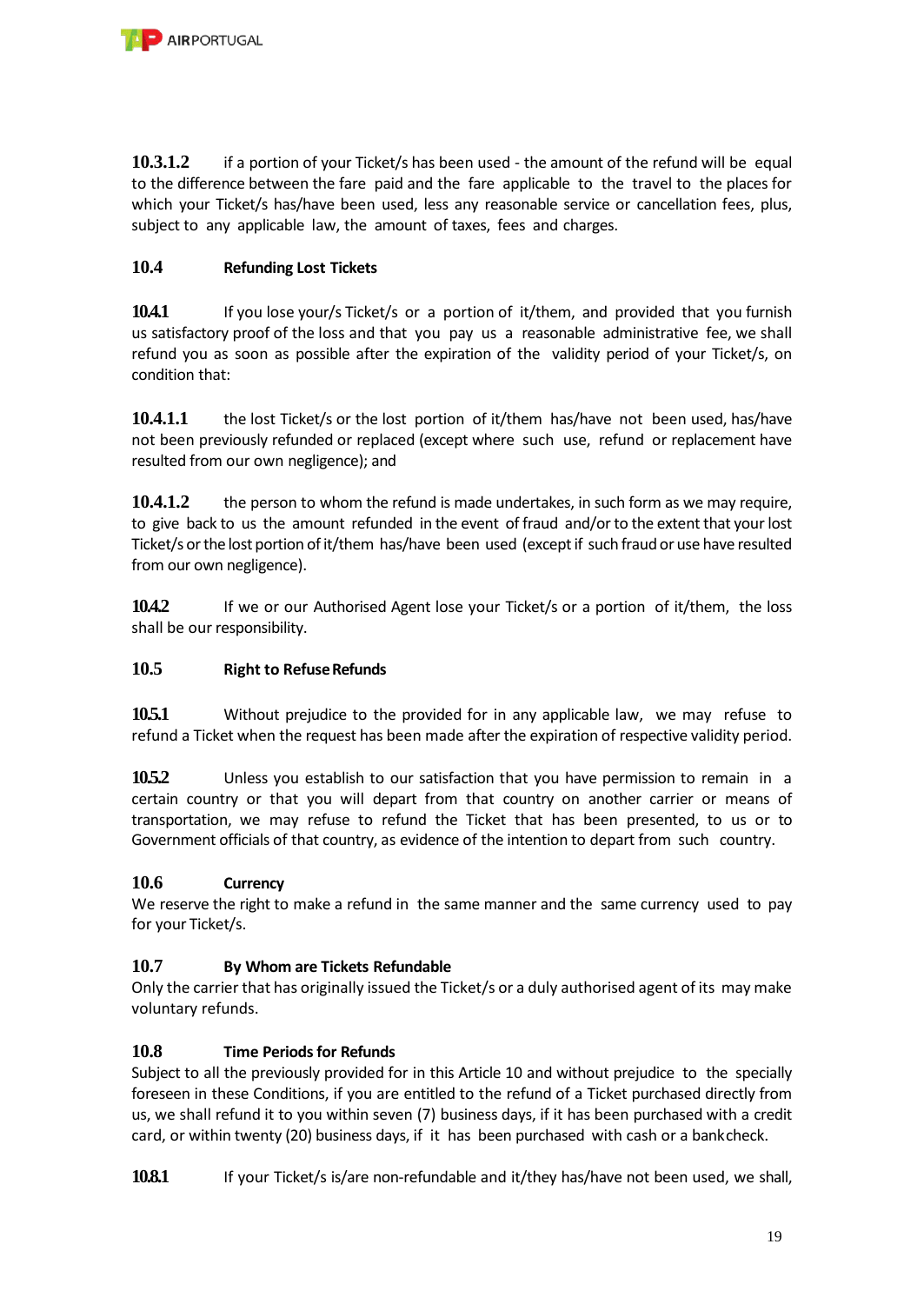**10.3.1.2** if a portion of your Ticket/s has been used - the amount of the refund will be equal to the difference between the fare paid and the fare applicable to the travel to the places for which your Ticket/s has/have been used, less any reasonable service or cancellation fees, plus, subject to any applicable law, the amount of taxes, fees and charges.

### 10.4 Refunding Lost Tickets

**10.4.1** If you lose your/s Ticket/s or a portion of it/them, and provided that you furnish us satisfactory proof of the loss and that you pay us a reasonable administrative fee, we shall refund you as soon as possible after the expiration of the validity period of your Ticket/s, on condition that:

**10.4.1.1** the lost Ticket/s or the lost portion of it/them has/have not been used, has/have not been previously refunded or replaced (except where such use, refund or replacement have resulted from our own negligence); and

**10.4.1.2** the person to whom the refund is made undertakes, in such form as we may require, to give back to us the amount refunded in the event of fraud and/or to the extent that your lost Ticket/s or the lost portion of it/them has/have been used (except if such fraud or use have resulted from our own negligence).

**10.4.2** If we or our Authorised Agent lose your Ticket/s or a portion of it/them, the loss shall be our responsibility.

### 10.5 Right to Refuse Refunds

**10.5.1** Without prejudice to the provided for in any applicable law, we may refuse to refund a Ticket when the request has been made after the expiration of respective validity period.

**10.5.2** Unless you establish to our satisfaction that you have permission to remain in a certain country or that you will depart from that country on another carrier or means of transportation, we may refuse to refund the Ticket that has been presented, to us or to Government officials of that country, as evidence of the intention to depart from such country.

### 10.6 Currency

We reserve the right to make a refund in the same manner and the same currency used to pay for your Ticket/s.

### 10.7 By Whom are Tickets Refundable

Only the carrier that has originally issued the Ticket/s or a duly authorised agent of its may make voluntary refunds.

### 10.8 Time Periods for Refunds

Subject to all the previously provided for in this Article 10 and without prejudice to the specially foreseen in these Conditions, if you are entitled to the refund of a Ticket purchased directly from us, we shall refund it to you within seven (7) business days, if it has been purchased with a credit card, or within twenty (20) business days, if it has been purchased with cash or a bank check.

**10.8.1** If your Ticket/s is/are non-refundable and it/they has/have not been used, we shall,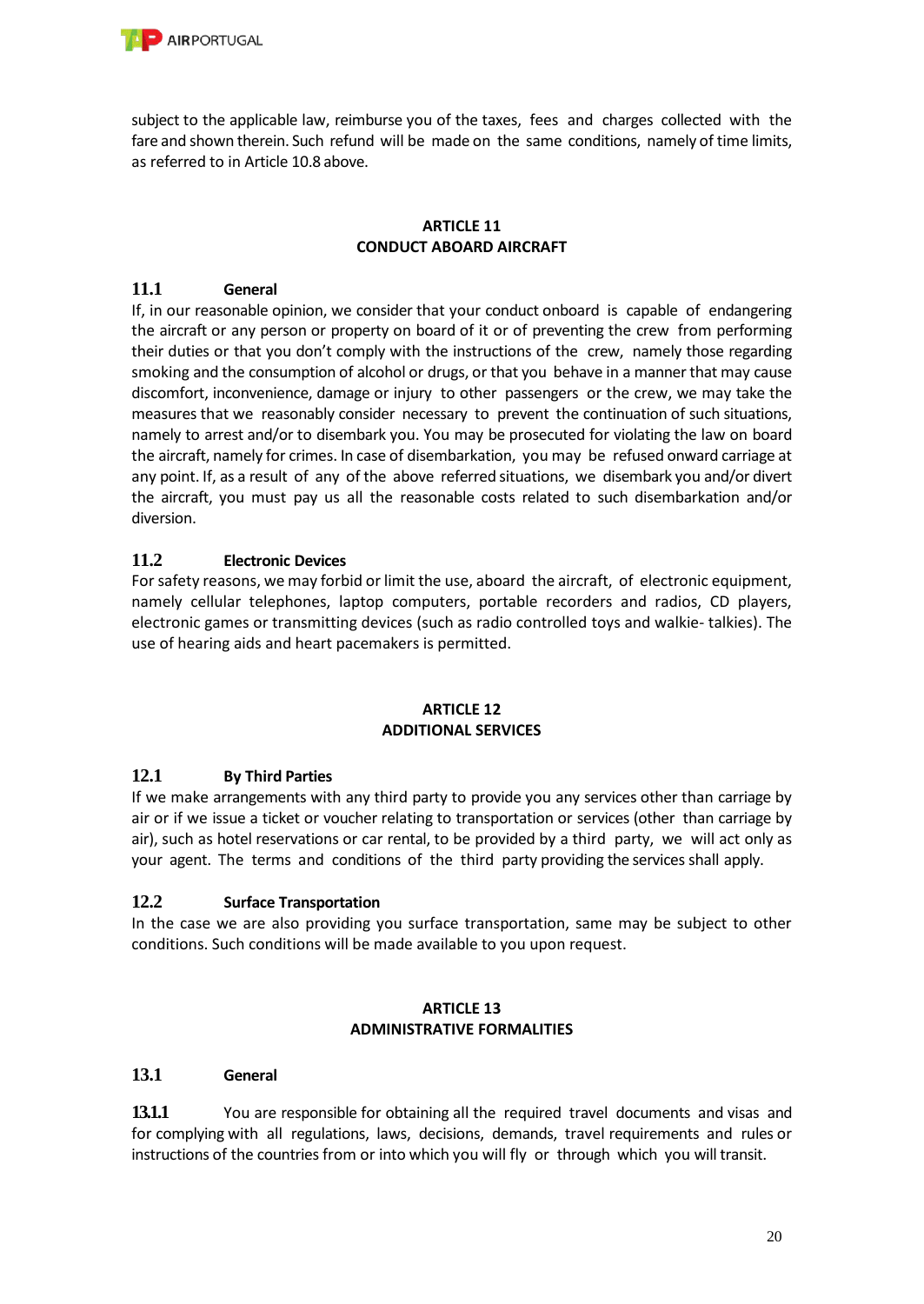subject to the applicable law, reimburse you of the taxes, fees and charges collected with the fare and shown therein. Such refund will be made on the same conditions, namely of time limits, as referred to in Article 10.8 above.

## ARTICLE 11
## CONDUCT ABOARD AIRCRAFT

### 11.1 General

If, in our reasonable opinion, we consider that your conduct onboard is capable of endangering the aircraft or any person or property on board of it or of preventing the crew from performing their duties or that you don't comply with the instructions of the crew, namely those regarding smoking and the consumption of alcohol or drugs, or that you behave in a manner that may cause discomfort, inconvenience, damage or injury to other passengers or the crew, we may take the measures that we reasonably consider necessary to prevent the continuation of such situations, namely to arrest and/or to disembark you. You may be prosecuted for violating the law on board the aircraft, namely for crimes. In case of disembarkation, you may be refused onward carriage at any point. If, as a result of any of the above referred situations, we disembark you and/or divert the aircraft, you must pay us all the reasonable costs related to such disembarkation and/or diversion.

### 11.2 Electronic Devices

For safety reasons, we may forbid or limit the use, aboard the aircraft, of electronic equipment, namely cellular telephones, laptop computers, portable recorders and radios, CD players, electronic games or transmitting devices (such as radio controlled toys and walkie- talkies). The use of hearing aids and heart pacemakers is permitted.

## ARTICLE 12
## ADDITIONAL SERVICES

### 12.1 By Third Parties

If we make arrangements with any third party to provide you any services other than carriage by air or if we issue a ticket or voucher relating to transportation or services (other than carriage by air), such as hotel reservations or car rental, to be provided by a third party, we will act only as your agent. The terms and conditions of the third party providing the services shall apply.

### 12.2 Surface Transportation

In the case we are also providing you surface transportation, same may be subject to other conditions. Such conditions will be made available to you upon request.

## ARTICLE 13
## ADMINISTRATIVE FORMALITIES

### 13.1 General

**13.1.1** You are responsible for obtaining all the required travel documents and visas and for complying with all regulations, laws, decisions, demands, travel requirements and rules or instructions of the countries from or into which you will fly or through which you will transit.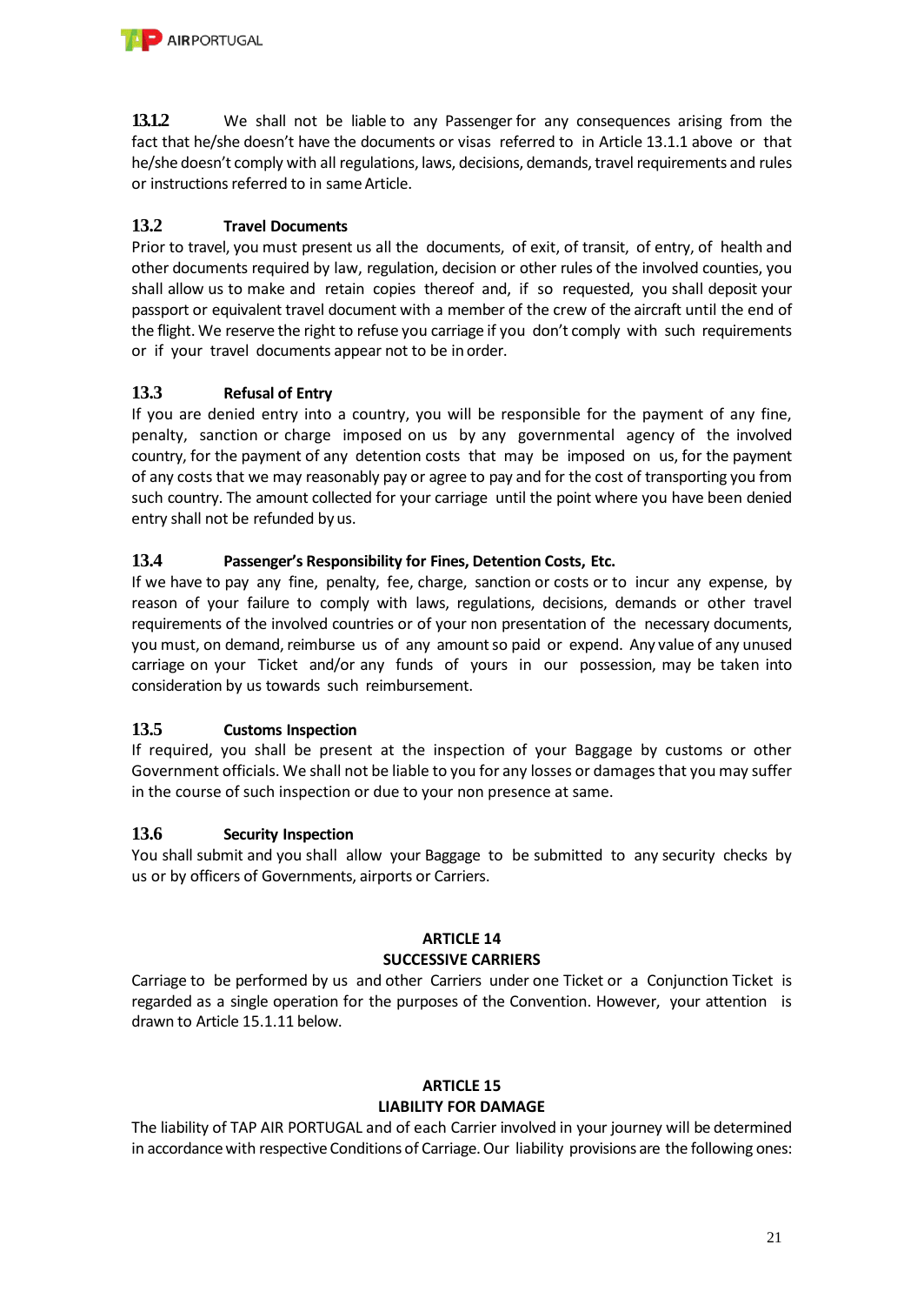**13.1.2** We shall not be liable to any Passenger for any consequences arising from the fact that he/she doesn't have the documents or visas referred to in Article 13.1.1 above or that he/she doesn't comply with all regulations, laws, decisions, demands, travel requirements and rules or instructions referred to in same Article.

### 13.2 Travel Documents

Prior to travel, you must present us all the documents, of exit, of transit, of entry, of health and other documents required by law, regulation, decision or other rules of the involved counties, you shall allow us to make and retain copies thereof and, if so requested, you shall deposit your passport or equivalent travel document with a member of the crew of the aircraft until the end of the flight. We reserve the right to refuse you carriage if you don't comply with such requirements or if your travel documents appear not to be in order.

### 13.3 Refusal of Entry

If you are denied entry into a country, you will be responsible for the payment of any fine, penalty, sanction or charge imposed on us by any governmental agency of the involved country, for the payment of any detention costs that may be imposed on us, for the payment of any costs that we may reasonably pay or agree to pay and for the cost of transporting you from such country. The amount collected for your carriage until the point where you have been denied entry shall not be refunded by us.

### 13.4 Passenger's Responsibility for Fines, Detention Costs, Etc.

If we have to pay any fine, penalty, fee, charge, sanction or costs or to incur any expense, by reason of your failure to comply with laws, regulations, decisions, demands or other travel requirements of the involved countries or of your non presentation of the necessary documents, you must, on demand, reimburse us of any amount so paid or expend. Any value of any unused carriage on your Ticket and/or any funds of yours in our possession, may be taken into consideration by us towards such reimbursement.

### 13.5 Customs Inspection

If required, you shall be present at the inspection of your Baggage by customs or other Government officials. We shall not be liable to you for any losses or damages that you may suffer in the course of such inspection or due to your non presence at same.

### 13.6 Security Inspection

You shall submit and you shall allow your Baggage to be submitted to any security checks by us or by officers of Governments, airports or Carriers.

## ARTICLE 14
## SUCCESSIVE CARRIERS

Carriage to be performed by us and other Carriers under one Ticket or a Conjunction Ticket is regarded as a single operation for the purposes of the Convention. However, your attention is drawn to Article 15.1.11 below.

## ARTICLE 15
## LIABILITY FOR DAMAGE

The liability of TAP AIR PORTUGAL and of each Carrier involved in your journey will be determined in accordance with respective Conditions of Carriage. Our liability provisions are the following ones: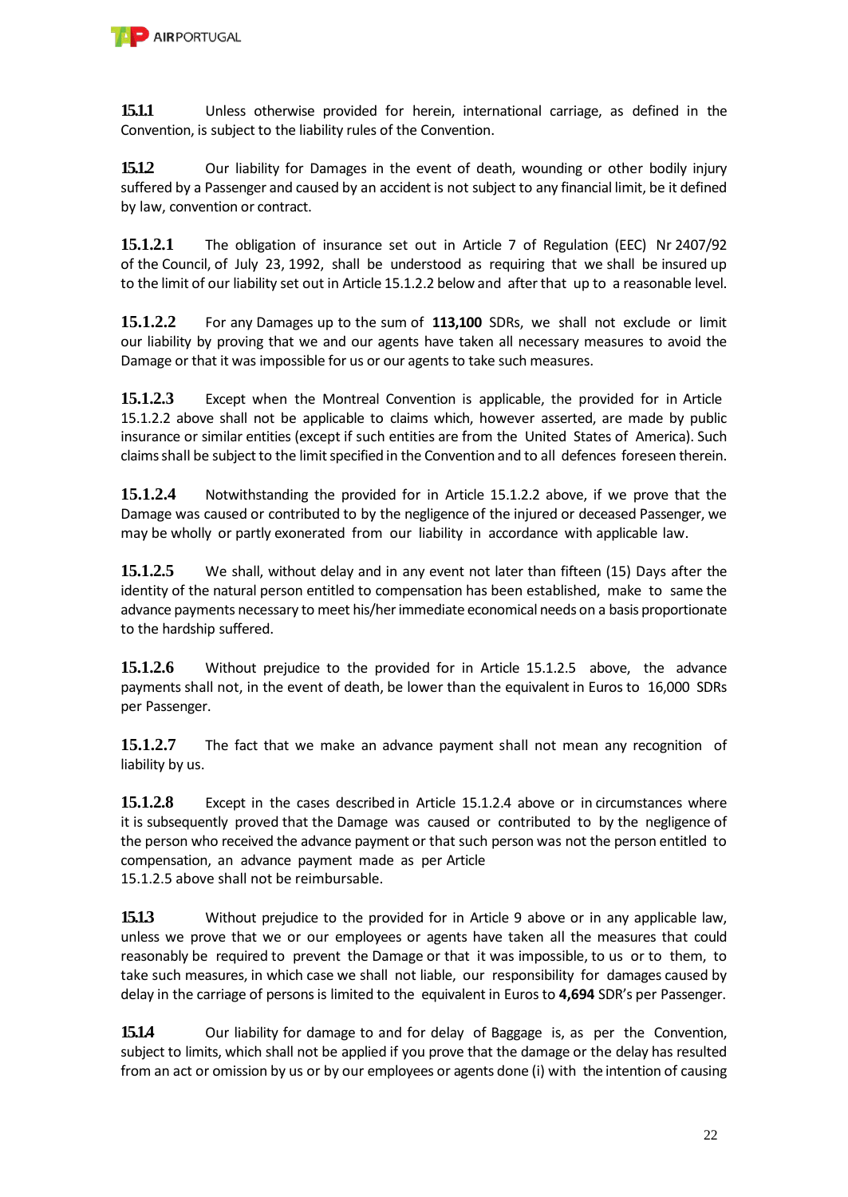**15.1.1** Unless otherwise provided for herein, international carriage, as defined in the Convention, is subject to the liability rules of the Convention.

**15.1.2** Our liability for Damages in the event of death, wounding or other bodily injury suffered by a Passenger and caused by an accident is not subject to any financial limit, be it defined by law, convention or contract.

**15.1.2.1** The obligation of insurance set out in Article 7 of Regulation (EEC) Nr 2407/92 of the Council, of July 23, 1992, shall be understood as requiring that we shall be insured up to the limit of our liability set out in Article 15.1.2.2 below and after that up to a reasonable level.

**15.1.2.2** For any Damages up to the sum of **113,100** SDRs, we shall not exclude or limit our liability by proving that we and our agents have taken all necessary measures to avoid the Damage or that it was impossible for us or our agents to take such measures.

**15.1.2.3** Except when the Montreal Convention is applicable, the provided for in Article 15.1.2.2 above shall not be applicable to claims which, however asserted, are made by public insurance or similar entities (except if such entities are from the United States of America). Such claims shall be subject to the limit specified in the Convention and to all defences foreseen therein.

**15.1.2.4** Notwithstanding the provided for in Article 15.1.2.2 above, if we prove that the Damage was caused or contributed to by the negligence of the injured or deceased Passenger, we may be wholly or partly exonerated from our liability in accordance with applicable law.

**15.1.2.5** We shall, without delay and in any event not later than fifteen (15) Days after the identity of the natural person entitled to compensation has been established, make to same the advance payments necessary to meet his/her immediate economical needs on a basis proportionate to the hardship suffered.

**15.1.2.6** Without prejudice to the provided for in Article 15.1.2.5 above, the advance payments shall not, in the event of death, be lower than the equivalent in Euros to 16,000 SDRs per Passenger.

**15.1.2.7** The fact that we make an advance payment shall not mean any recognition of liability by us.

**15.1.2.8** Except in the cases described in Article 15.1.2.4 above or in circumstances where it is subsequently proved that the Damage was caused or contributed to by the negligence of the person who received the advance payment or that such person was not the person entitled to compensation, an advance payment made as per Article 15.1.2.5 above shall not be reimbursable.

**15.1.3** Without prejudice to the provided for in Article 9 above or in any applicable law, unless we prove that we or our employees or agents have taken all the measures that could reasonably be required to prevent the Damage or that it was impossible, to us or to them, to take such measures, in which case we shall not liable, our responsibility for damages caused by delay in the carriage of persons is limited to the equivalent in Euros to **4,694** SDR's per Passenger.

**15.1.4** Our liability for damage to and for delay of Baggage is, as per the Convention, subject to limits, which shall not be applied if you prove that the damage or the delay has resulted from an act or omission by us or by our employees or agents done (i) with the intention of causing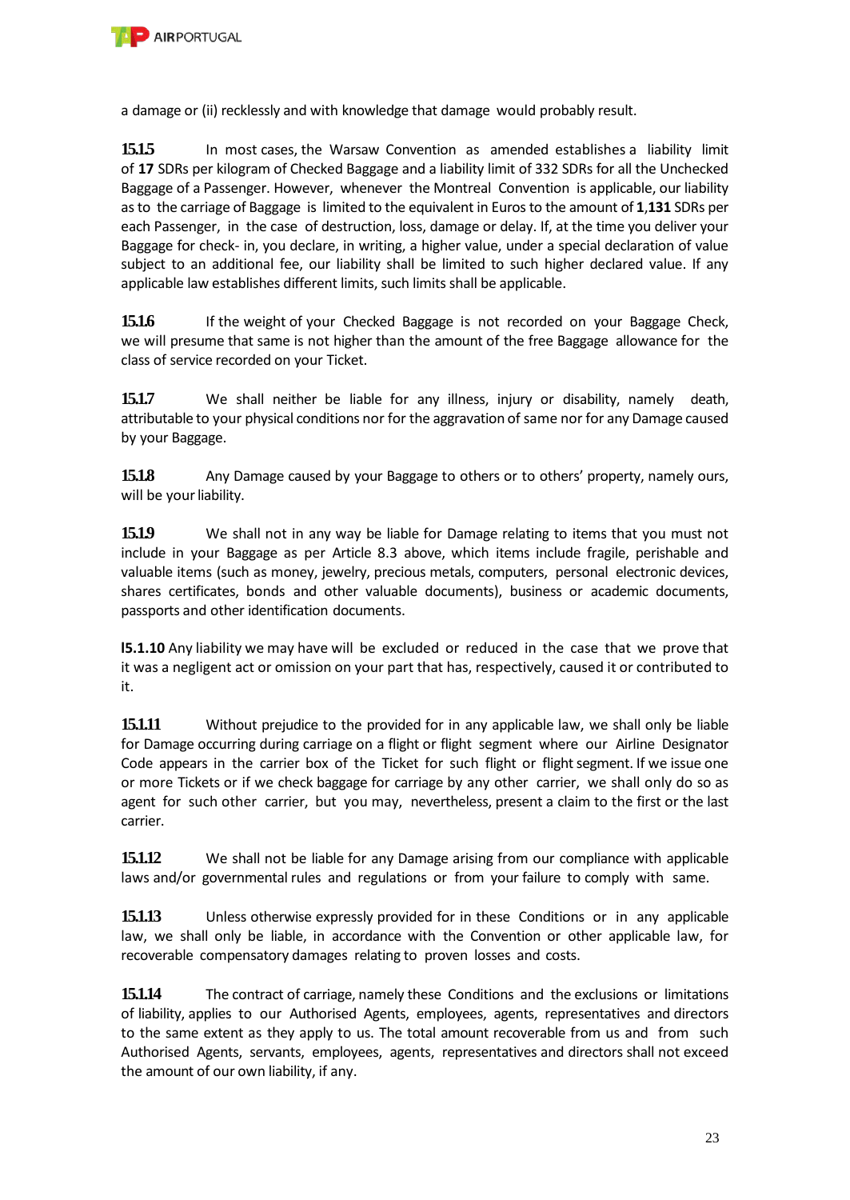a damage or (ii) recklessly and with knowledge that damage would probably result.

**15.1.5** In most cases, the Warsaw Convention as amended establishes a liability limit of **17** SDRs per kilogram of Checked Baggage and a liability limit of 332 SDRs for all the Unchecked Baggage of a Passenger. However, whenever the Montreal Convention is applicable, our liability as to the carriage of Baggage is limited to the equivalent in Euros to the amount of **1**,**131** SDRs per each Passenger, in the case of destruction, loss, damage or delay. If, at the time you deliver your Baggage for check- in, you declare, in writing, a higher value, under a special declaration of value subject to an additional fee, our liability shall be limited to such higher declared value. If any applicable law establishes different limits, such limits shall be applicable.

**15.1.6** If the weight of your Checked Baggage is not recorded on your Baggage Check, we will presume that same is not higher than the amount of the free Baggage allowance for the class of service recorded on your Ticket.

**15.1.7** We shall neither be liable for any illness, injury or disability, namely death, attributable to your physical conditions nor for the aggravation of same nor for any Damage caused by your Baggage.

**15.1.8** Any Damage caused by your Baggage to others or to others' property, namely ours, will be your liability.

**15.1.9** We shall not in any way be liable for Damage relating to items that you must not include in your Baggage as per Article 8.3 above, which items include fragile, perishable and valuable items (such as money, jewelry, precious metals, computers, personal electronic devices, shares certificates, bonds and other valuable documents), business or academic documents, passports and other identification documents.

**l5.1.10** Any liability we may have will be excluded or reduced in the case that we prove that it was a negligent act or omission on your part that has, respectively, caused it or contributed to it.

**15.1.11** Without prejudice to the provided for in any applicable law, we shall only be liable for Damage occurring during carriage on a flight or flight segment where our Airline Designator Code appears in the carrier box of the Ticket for such flight or flight segment. If we issue one or more Tickets or if we check baggage for carriage by any other carrier, we shall only do so as agent for such other carrier, but you may, nevertheless, present a claim to the first or the last carrier.

**15.1.12** We shall not be liable for any Damage arising from our compliance with applicable laws and/or governmental rules and regulations or from your failure to comply with same.

**15.1.13** Unless otherwise expressly provided for in these Conditions or in any applicable law, we shall only be liable, in accordance with the Convention or other applicable law, for recoverable compensatory damages relating to proven losses and costs.

**15.1.14** The contract of carriage, namely these Conditions and the exclusions or limitations of liability, applies to our Authorised Agents, employees, agents, representatives and directors to the same extent as they apply to us. The total amount recoverable from us and from such Authorised Agents, servants, employees, agents, representatives and directors shall not exceed the amount of our own liability, if any.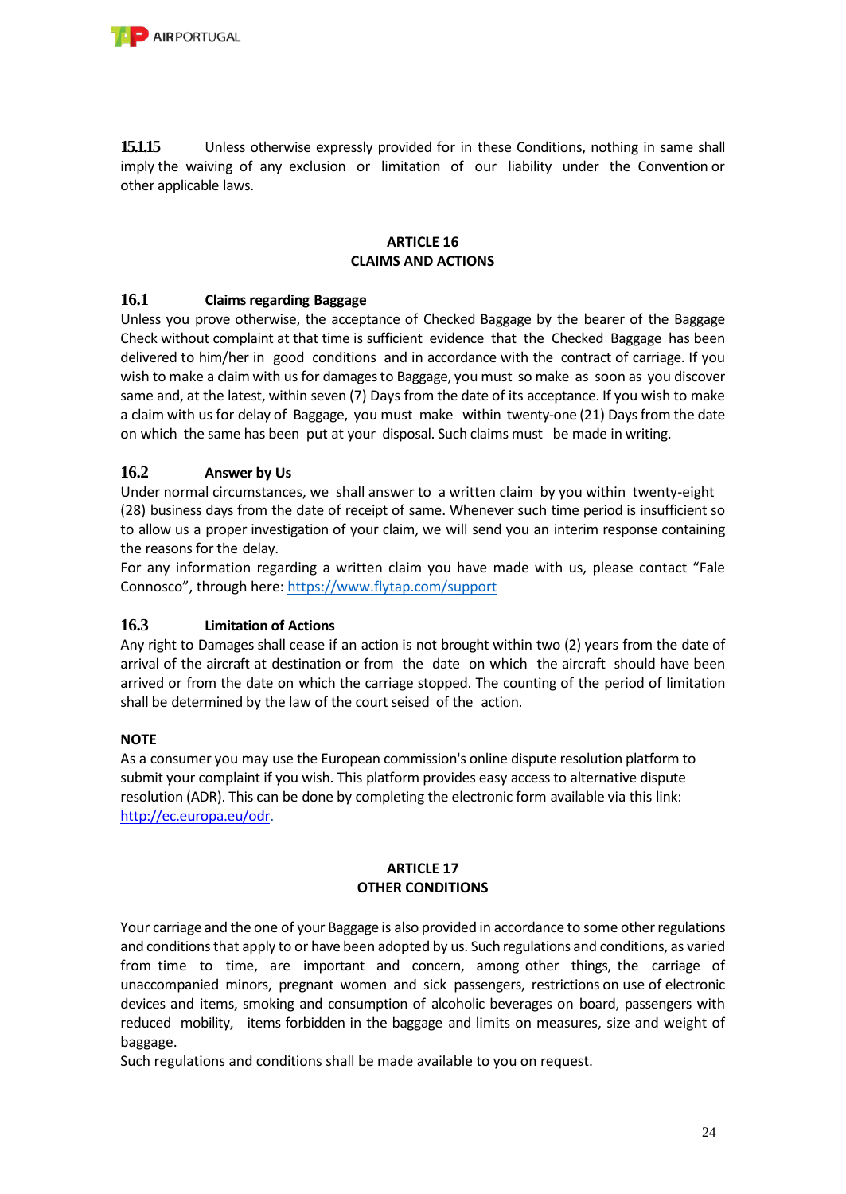**15.1.15** Unless otherwise expressly provided for in these Conditions, nothing in same shall imply the waiving of any exclusion or limitation of our liability under the Convention or other applicable laws.

## ARTICLE 16
## CLAIMS AND ACTIONS

### 16.1 Claims regarding Baggage

Unless you prove otherwise, the acceptance of Checked Baggage by the bearer of the Baggage Check without complaint at that time is sufficient evidence that the Checked Baggage has been delivered to him/her in good conditions and in accordance with the contract of carriage. If you wish to make a claim with us for damages to Baggage, you must so make as soon as you discover same and, at the latest, within seven (7) Days from the date of its acceptance. If you wish to make a claim with us for delay of Baggage, you must make within twenty-one (21) Days from the date on which the same has been put at your disposal. Such claims must be made in writing.

### 16.2 Answer by Us

Under normal circumstances, we shall answer to a written claim by you within twenty-eight (28) business days from the date of receipt of same. Whenever such time period is insufficient so to allow us a proper investigation of your claim, we will send you an interim response containing the reasons for the delay.
For any information regarding a written claim you have made with us, please contact "Fale Connosco", through here: https://www.flytap.com/support

### 16.3 Limitation of Actions

Any right to Damages shall cease if an action is not brought within two (2) years from the date of arrival of the aircraft at destination or from the date on which the aircraft should have been arrived or from the date on which the carriage stopped. The counting of the period of limitation shall be determined by the law of the court seised of the action.

**NOTE**

As a consumer you may use the European commission's online dispute resolution platform to submit your complaint if you wish. This platform provides easy access to alternative dispute resolution (ADR). This can be done by completing the electronic form available via this link: http://ec.europa.eu/odr.

## ARTICLE 17
## OTHER CONDITIONS

Your carriage and the one of your Baggage is also provided in accordance to some other regulations and conditions that apply to or have been adopted by us. Such regulations and conditions, as varied from time to time, are important and concern, among other things, the carriage of unaccompanied minors, pregnant women and sick passengers, restrictions on use of electronic devices and items, smoking and consumption of alcoholic beverages on board, passengers with reduced mobility, items forbidden in the baggage and limits on measures, size and weight of baggage.
Such regulations and conditions shall be made available to you on request.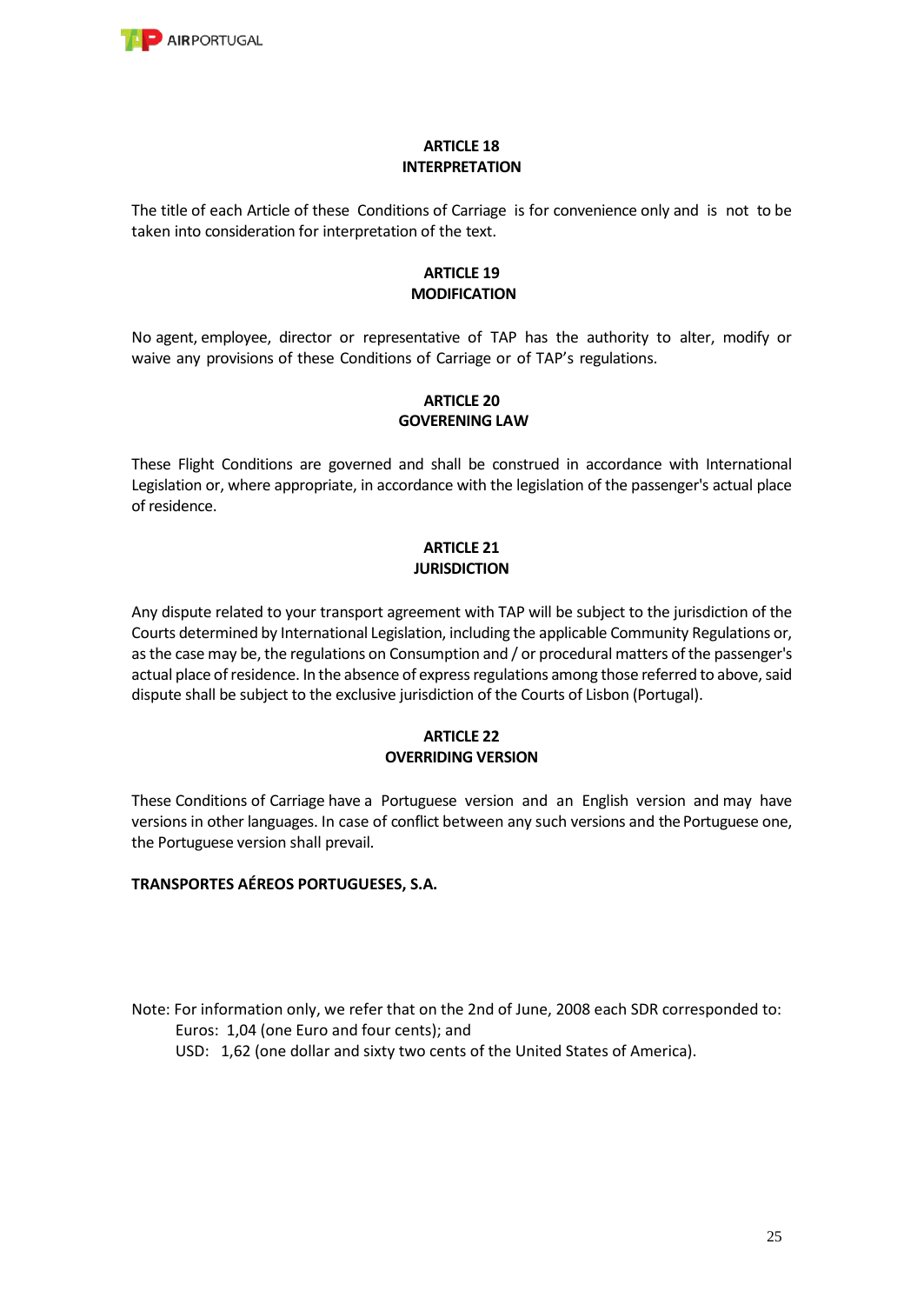## ARTICLE 18
## INTERPRETATION

The title of each Article of these Conditions of Carriage is for convenience only and is not to be taken into consideration for interpretation of the text.

## ARTICLE 19
## MODIFICATION

No agent, employee, director or representative of TAP has the authority to alter, modify or waive any provisions of these Conditions of Carriage or of TAP's regulations.

## ARTICLE 20
## GOVERENING LAW

These Flight Conditions are governed and shall be construed in accordance with International Legislation or, where appropriate, in accordance with the legislation of the passenger's actual place of residence.

## ARTICLE 21
## JURISDICTION

Any dispute related to your transport agreement with TAP will be subject to the jurisdiction of the Courts determined by International Legislation, including the applicable Community Regulations or, as the case may be, the regulations on Consumption and / or procedural matters of the passenger's actual place of residence. In the absence of express regulations among those referred to above, said dispute shall be subject to the exclusive jurisdiction of the Courts of Lisbon (Portugal).

## ARTICLE 22
## OVERRIDING VERSION

These Conditions of Carriage have a Portuguese version and an English version and may have versions in other languages. In case of conflict between any such versions and the Portuguese one, the Portuguese version shall prevail.

**TRANSPORTES AÉREOS PORTUGUESES, S.A.**

Note: For information only, we refer that on the 2nd of June, 2008 each SDR corresponded to:

Euros: 1,04 (one Euro and four cents); and

USD: 1,62 (one dollar and sixty two cents of the United States of America).